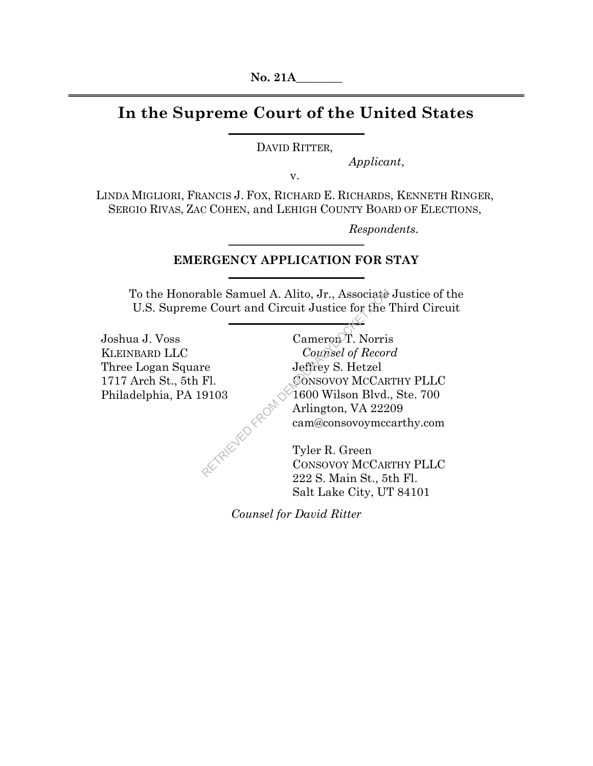**No. 21A________**

# In the Supreme Court of the United States

DAVID RITTER,

*Applicant*,

v.

LINDA MIGLIORI, FRANCIS J. FOX, RICHARD E. RICHARDS, KENNETH RINGER, SERGIO RIVAS, ZAC COHEN, and LEHIGH COUNTY BOARD OF ELECTIONS,

*Respondents*.

## EMERGENCY APPLICATION FOR STAY

To the Honorable Samuel A. Alito, Jr., Associate Justice of the U.S. Supreme Court and Circuit Justice for the Third Circuit

Joshua J. Voss
KLEINBARD LLC
Three Logan Square
1717 Arch St., 5th Fl.
Philadelphia, PA 19103

Cameron T. Norris
*Counsel of Record*
Jeffrey S. Hetzel
CONSOVOY MCCARTHY PLLC
1600 Wilson Blvd., Ste. 700
Arlington, VA 22209
cam@consovoymccarthy.com

Tyler R. Green
CONSOVOY MCCARTHY PLLC
222 S. Main St., 5th Fl.
Salt Lake City, UT 84101

*Counsel for David Ritter*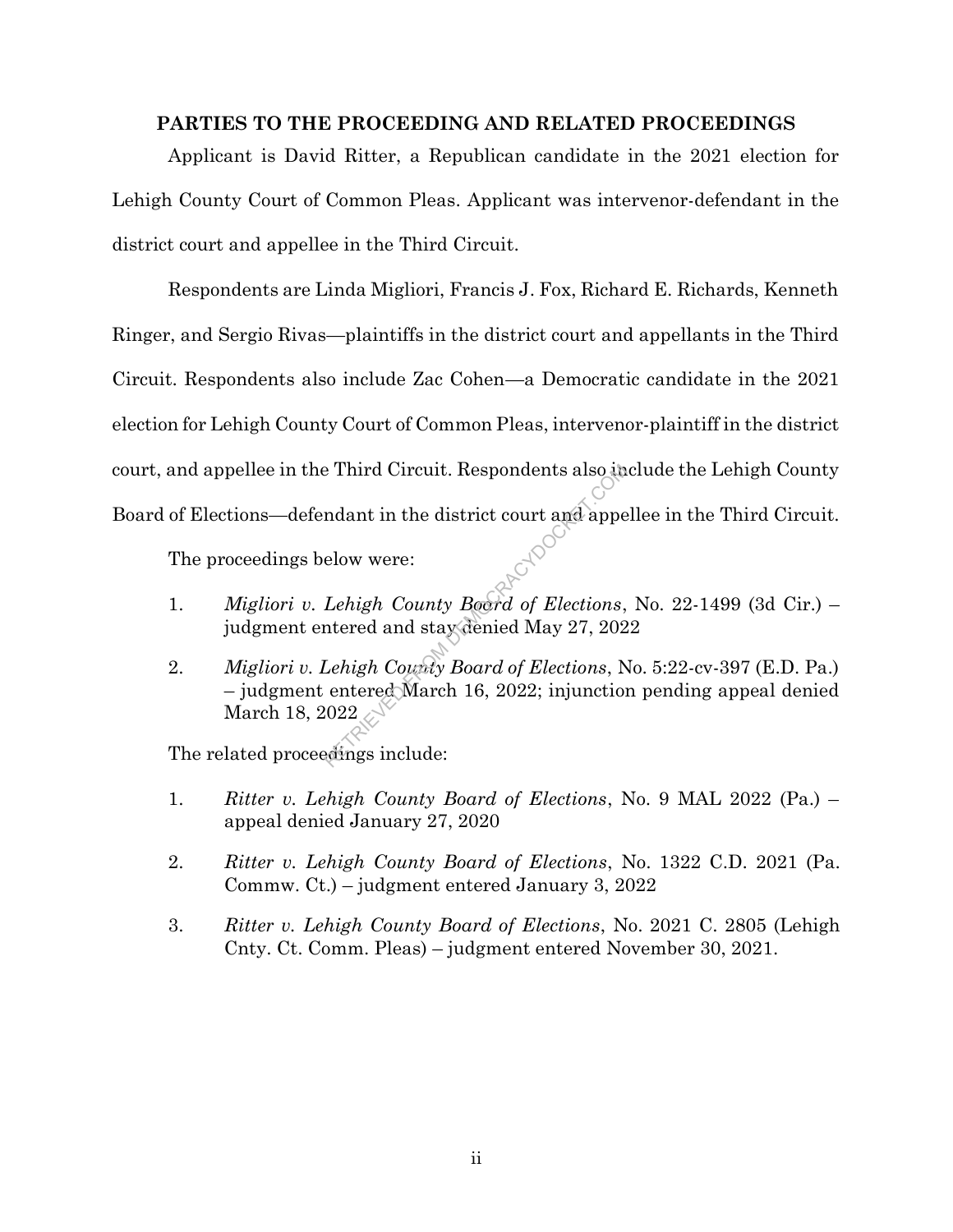## PARTIES TO THE PROCEEDING AND RELATED PROCEEDINGS

Applicant is David Ritter, a Republican candidate in the 2021 election for Lehigh County Court of Common Pleas. Applicant was intervenor-defendant in the district court and appellee in the Third Circuit.

Respondents are Linda Migliori, Francis J. Fox, Richard E. Richards, Kenneth Ringer, and Sergio Rivas—plaintiffs in the district court and appellants in the Third Circuit. Respondents also include Zac Cohen—a Democratic candidate in the 2021 election for Lehigh County Court of Common Pleas, intervenor-plaintiff in the district court, and appellee in the Third Circuit. Respondents also include the Lehigh County Board of Elections—defendant in the district court and appellee in the Third Circuit.

The proceedings below were:

1. *Migliori v. Lehigh County Board of Elections*, No. 22-1499 (3d Cir.) – judgment entered and stay denied May 27, 2022
2. *Migliori v. Lehigh County Board of Elections*, No. 5:22-cv-397 (E.D. Pa.) – judgment entered March 16, 2022; injunction pending appeal denied March 18, 2022

The related proceedings include:

1. *Ritter v. Lehigh County Board of Elections*, No. 9 MAL 2022 (Pa.) – appeal denied January 27, 2020
2. *Ritter v. Lehigh County Board of Elections*, No. 1322 C.D. 2021 (Pa. Commw. Ct.) – judgment entered January 3, 2022
3. *Ritter v. Lehigh County Board of Elections*, No. 2021 C. 2805 (Lehigh Cnty. Ct. Comm. Pleas) – judgment entered November 30, 2021.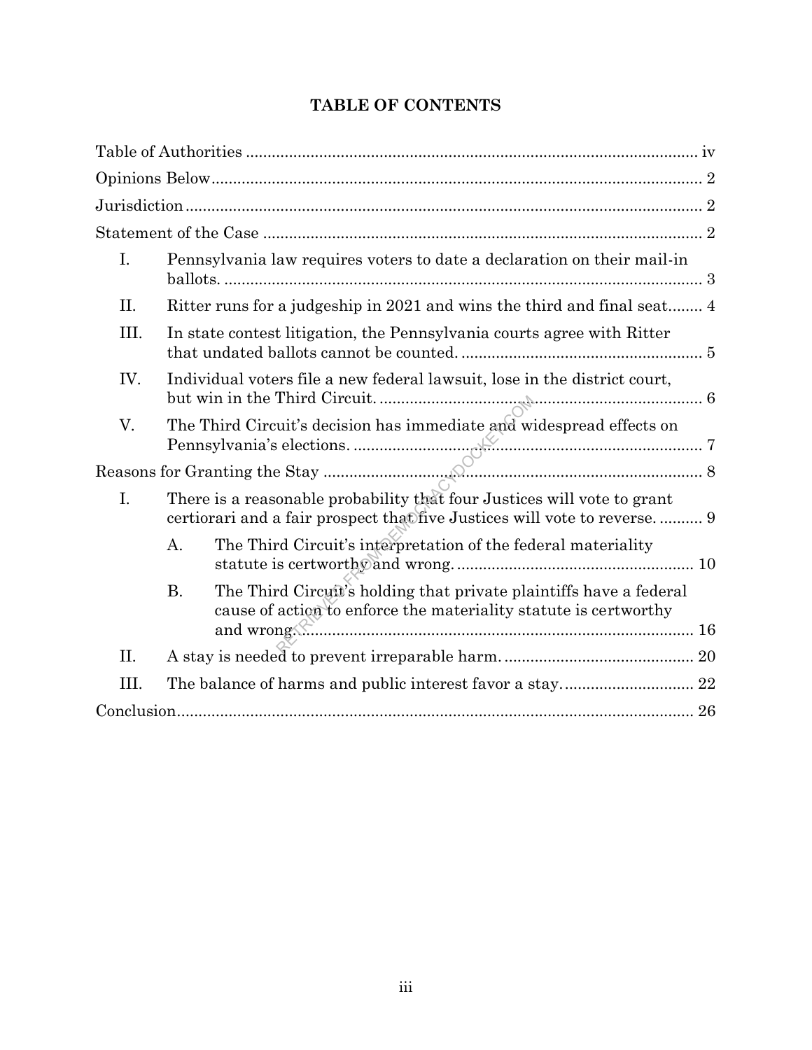# TABLE OF CONTENTS

Table of Authorities ........................................................................................................ iv

Opinions Below................................................................................................................ 2

Jurisdiction...................................................................................................................... 2

Statement of the Case ..................................................................................................... 2

- I. Pennsylvania law requires voters to date a declaration on their mail-in ballots. ............................................................................................................... 3
- II. Ritter runs for a judgeship in 2021 and wins the third and final seat........ 4
- III. In state contest litigation, the Pennsylvania courts agree with Ritter that undated ballots cannot be counted. ........................................................ 5
- IV. Individual voters file a new federal lawsuit, lose in the district court, but win in the Third Circuit. ........................................................................... 6
- V. The Third Circuit's decision has immediate and widespread effects on Pennsylvania's elections. ................................................................................ 7

Reasons for Granting the Stay ....................................................................................... 8

- I. There is a reasonable probability that four Justices will vote to grant certiorari and a fair prospect that five Justices will vote to reverse. .......... 9
  - A. The Third Circuit's interpretation of the federal materiality statute is certworthy and wrong. ....................................................... 10
  - B. The Third Circuit's holding that private plaintiffs have a federal cause of action to enforce the materiality statute is certworthy and wrong............................................................................................ 16
- II. A stay is needed to prevent irreparable harm. ............................................ 20
- III. The balance of harms and public interest favor a stay. ............................. 22

Conclusion...................................................................................................................... 26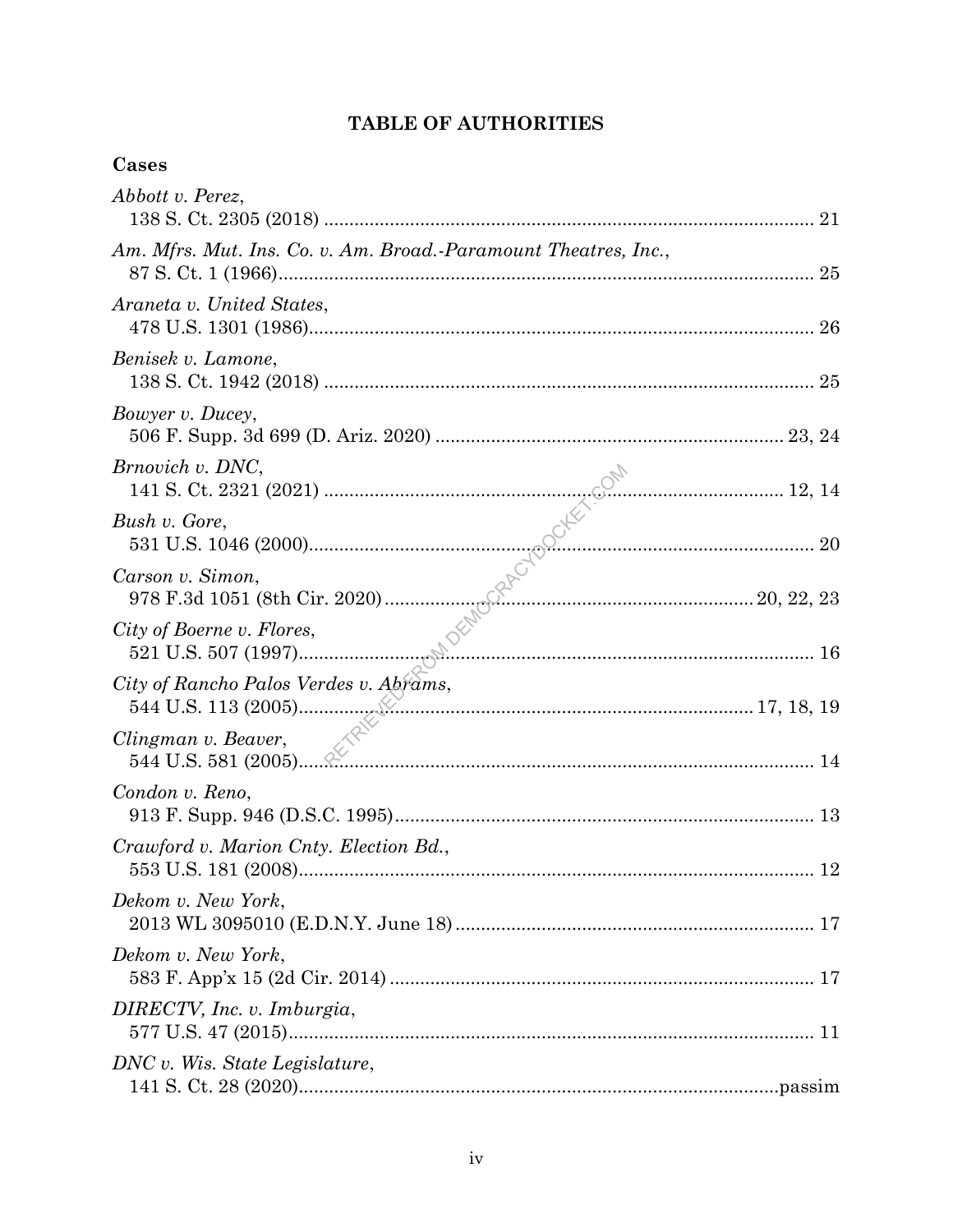## TABLE OF AUTHORITIES

### Cases

*Abbott v. Perez*,
138 S. Ct. 2305 (2018) ................................................................................................ 21

*Am. Mfrs. Mut. Ins. Co. v. Am. Broad.-Paramount Theatres, Inc.*,
87 S. Ct. 1 (1966)........................................................................................................ 25

*Araneta v. United States*,
478 U.S. 1301 (1986).................................................................................................. 26

*Benisek v. Lamone*,
138 S. Ct. 1942 (2018) ................................................................................................ 25

*Bowyer v. Ducey*,
506 F. Supp. 3d 699 (D. Ariz. 2020) ................................................................... 23, 24

*Brnovich v. DNC*,
141 S. Ct. 2321 (2021) .......................................................................................... 12, 14

*Bush v. Gore*,
531 U.S. 1046 (2000).................................................................................................. 20

*Carson v. Simon*,
978 F.3d 1051 (8th Cir. 2020) ........................................................................ 20, 22, 23

*City of Boerne v. Flores*,
521 U.S. 507 (1997).................................................................................................... 16

*City of Rancho Palos Verdes v. Abrams*,
544 U.S. 113 (2005)......................................................................................... 17, 18, 19

*Clingman v. Beaver*,
544 U.S. 581 (2005).................................................................................................... 14

*Condon v. Reno*,
913 F. Supp. 946 (D.S.C. 1995).................................................................................. 13

*Crawford v. Marion Cnty. Election Bd.*,
553 U.S. 181 (2008).................................................................................................... 12

*Dekom v. New York*,
2013 WL 3095010 (E.D.N.Y. June 18) ...................................................................... 17

*Dekom v. New York*,
583 F. App'x 15 (2d Cir. 2014) ................................................................................... 17

*DIRECTV, Inc. v. Imburgia*,
577 U.S. 47 (2015)...................................................................................................... 11

*DNC v. Wis. State Legislature*,
141 S. Ct. 28 (2020)...........................................................................................passim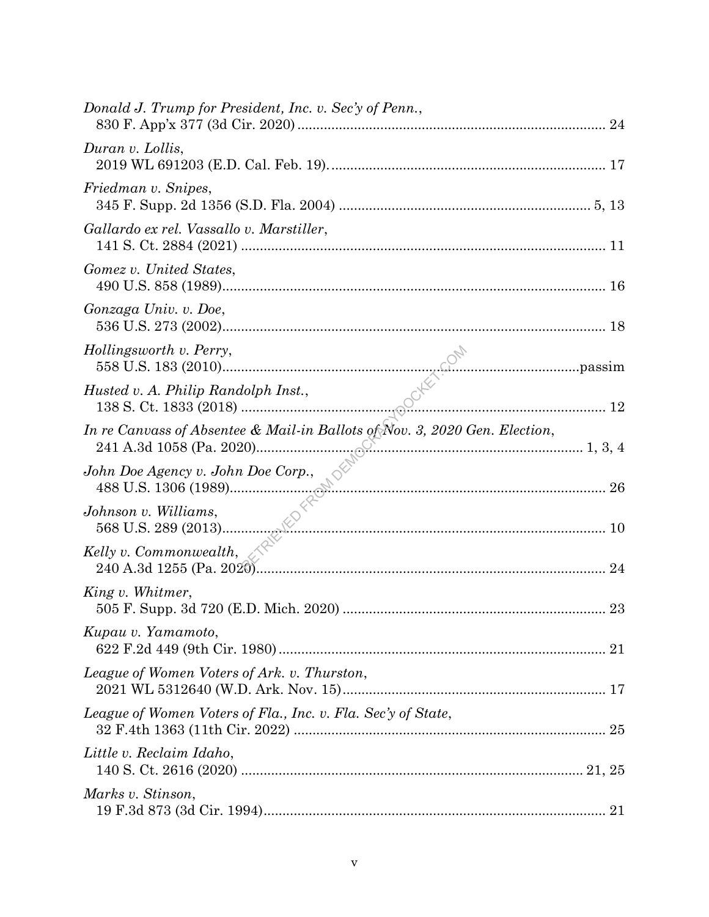*Donald J. Trump for President, Inc. v. Sec'y of Penn.*,
830 F. App'x 377 (3d Cir. 2020) ................................................................................ 24

*Duran v. Lollis*,
2019 WL 691203 (E.D. Cal. Feb. 19). ....................................................................... 17

*Friedman v. Snipes*,
345 F. Supp. 2d 1356 (S.D. Fla. 2004) ................................................................. 5, 13

*Gallardo ex rel. Vassallo v. Marstiller*,
141 S. Ct. 2884 (2021) ............................................................................................... 11

*Gomez v. United States*,
490 U.S. 858 (1989).................................................................................................... 16

*Gonzaga Univ. v. Doe*,
536 U.S. 273 (2002).................................................................................................... 18

*Hollingsworth v. Perry*,
558 U.S. 183 (2010)...............................................................................................passim

*Husted v. A. Philip Randolph Inst.*,
138 S. Ct. 1833 (2018) ............................................................................................... 12

*In re Canvass of Absentee & Mail-in Ballots of Nov. 3, 2020 Gen. Election*,
241 A.3d 1058 (Pa. 2020)...................................................................................... 1, 3, 4

*John Doe Agency v. John Doe Corp.*,
488 U.S. 1306 (1989).................................................................................................. 26

*Johnson v. Williams*,
568 U.S. 289 (2013).................................................................................................... 10

*Kelly v. Commonwealth*,
240 A.3d 1255 (Pa. 2020)........................................................................................... 24

*King v. Whitmer*,
505 F. Supp. 3d 720 (E.D. Mich. 2020) .................................................................... 23

*Kupau v. Yamamoto*,
622 F.2d 449 (9th Cir. 1980) ..................................................................................... 21

*League of Women Voters of Ark. v. Thurston*,
2021 WL 5312640 (W.D. Ark. Nov. 15)..................................................................... 17

*League of Women Voters of Fla., Inc. v. Fla. Sec'y of State*,
32 F.4th 1363 (11th Cir. 2022) ................................................................................. 25

*Little v. Reclaim Idaho*,
140 S. Ct. 2616 (2020) ........................................................................................ 21, 25

*Marks v. Stinson*,
19 F.3d 873 (3d Cir. 1994).......................................................................................... 21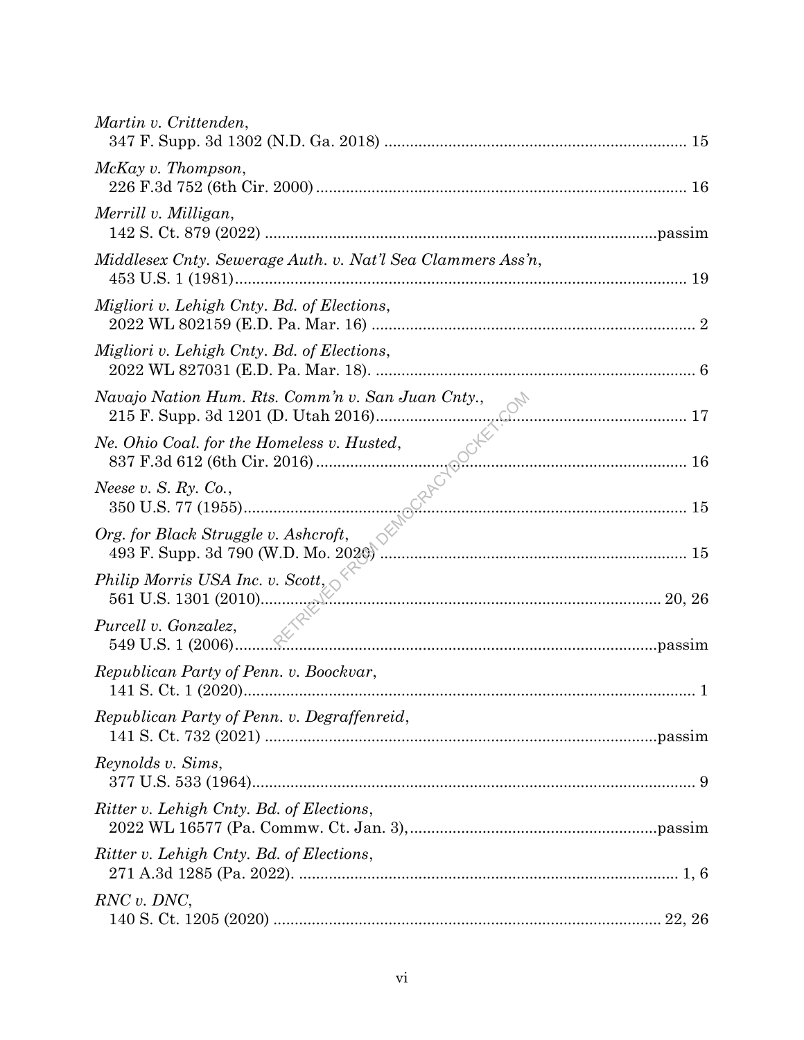*Martin v. Crittenden*,
347 F. Supp. 3d 1302 (N.D. Ga. 2018) ...................................................................... 15

*McKay v. Thompson*,
226 F.3d 752 (6th Cir. 2000) ...................................................................................... 16

*Merrill v. Milligan*,
142 S. Ct. 879 (2022) ...........................................................................................passim

*Middlesex Cnty. Sewerage Auth. v. Nat'l Sea Clammers Ass'n*,
453 U.S. 1 (1981)......................................................................................................... 19

*Migliori v. Lehigh Cnty. Bd. of Elections*,
2022 WL 802159 (E.D. Pa. Mar. 16) ........................................................................... 2

*Migliori v. Lehigh Cnty. Bd. of Elections*,
2022 WL 827031 (E.D. Pa. Mar. 18). .......................................................................... 6

*Navajo Nation Hum. Rts. Comm'n v. San Juan Cnty.*,
215 F. Supp. 3d 1201 (D. Utah 2016)......................................................................... 17

*Ne. Ohio Coal. for the Homeless v. Husted*,
837 F.3d 612 (6th Cir. 2016) ...................................................................................... 16

*Neese v. S. Ry. Co.*,
350 U.S. 77 (1955)........................................................................................................ 15

*Org. for Black Struggle v. Ashcroft*,
493 F. Supp. 3d 790 (W.D. Mo. 2020) ....................................................................... 15

*Philip Morris USA Inc. v. Scott*,
561 U.S. 1301 (2010)............................................................................................. 20, 26

*Purcell v. Gonzalez*,
549 U.S. 1 (2006)....................................................................................................passim

*Republican Party of Penn. v. Boockvar*,
141 S. Ct. 1 (2020).......................................................................................................... 1

*Republican Party of Penn. v. Degraffenreid*,
141 S. Ct. 732 (2021) ...........................................................................................passim

*Reynolds v. Sims*,
377 U.S. 533 (1964)......................................................................................................... 9

*Ritter v. Lehigh Cnty. Bd. of Elections*,
2022 WL 16577 (Pa. Commw. Ct. Jan. 3), .........................................................passim

*Ritter v. Lehigh Cnty. Bd. of Elections*,
271 A.3d 1285 (Pa. 2022). ....................................................................................... 1, 6

*RNC v. DNC*,
140 S. Ct. 1205 (2020) ........................................................................................... 22, 26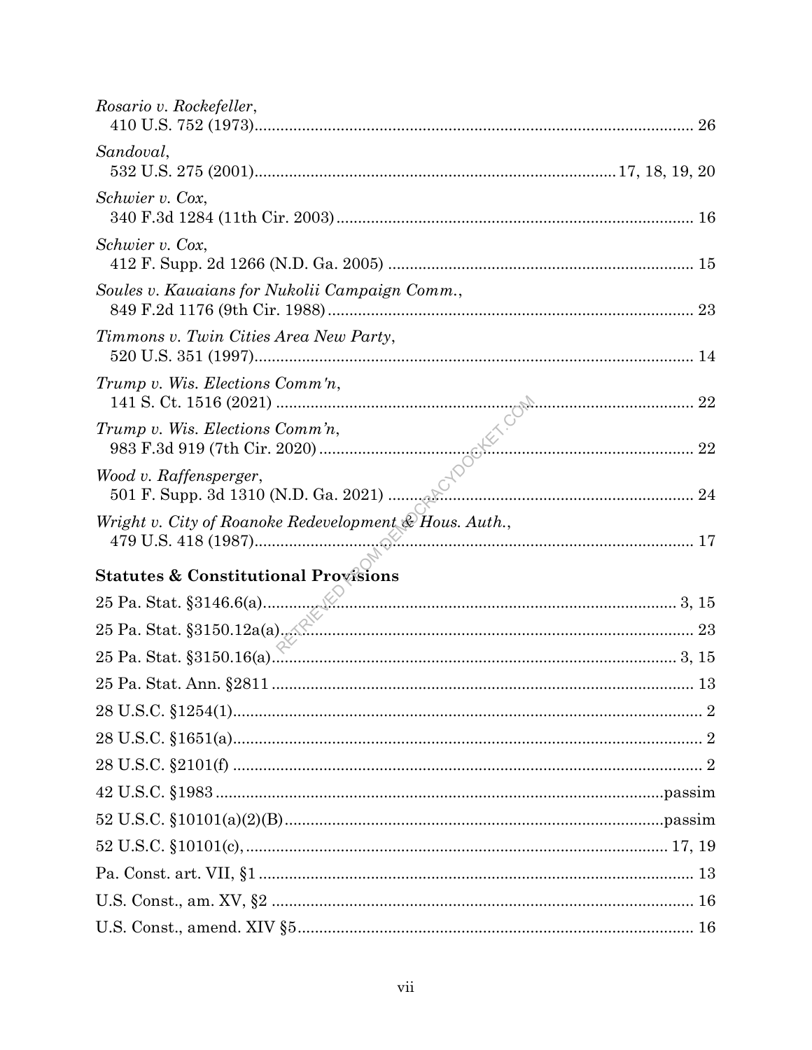*Rosario v. Rockefeller*,
410 U.S. 752 (1973) .................................................................................................. 26

*Sandoval*,
532 U.S. 275 (2001) ................................................................................ 17, 18, 19, 20

*Schwier v. Cox*,
340 F.3d 1284 (11th Cir. 2003) ................................................................................ 16

*Schwier v. Cox*,
412 F. Supp. 2d 1266 (N.D. Ga. 2005) .................................................................... 15

*Soules v. Kauaians for Nukolii Campaign Comm.*,
849 F.2d 1176 (9th Cir. 1988) .................................................................................. 23

*Timmons v. Twin Cities Area New Party*,
520 U.S. 351 (1997) .................................................................................................. 14

*Trump v. Wis. Elections Comm'n*,
141 S. Ct. 1516 (2021) .............................................................................................. 22

*Trump v. Wis. Elections Comm'n*,
983 F.3d 919 (7th Cir. 2020) .................................................................................... 22

*Wood v. Raffensperger*,
501 F. Supp. 3d 1310 (N.D. Ga. 2021) .................................................................... 24

*Wright v. City of Roanoke Redevelopment & Hous. Auth.*,
479 U.S. 418 (1987) .................................................................................................. 17

**Statutes & Constitutional Provisions**

25 Pa. Stat. §3146.6(a) ........................................................................................... 3, 15

25 Pa. Stat. §3150.12a(a) ............................................................................................ 23

25 Pa. Stat. §3150.16(a) ........................................................................................ 3, 15

25 Pa. Stat. Ann. §2811 .............................................................................................. 13

28 U.S.C. §1254(1) ........................................................................................................ 2

28 U.S.C. §1651(a) ........................................................................................................ 2

28 U.S.C. §2101(f) ......................................................................................................... 2

42 U.S.C. §1983 ..................................................................................................... passim

52 U.S.C. §10101(a)(2)(B) ...................................................................................... passim

52 U.S.C. §10101(c), ............................................................................................... 17, 19

Pa. Const. art. VII, §1 ................................................................................................. 13

U.S. Const., am. XV, §2 .............................................................................................. 16

U.S. Const., amend. XIV §5 ........................................................................................ 16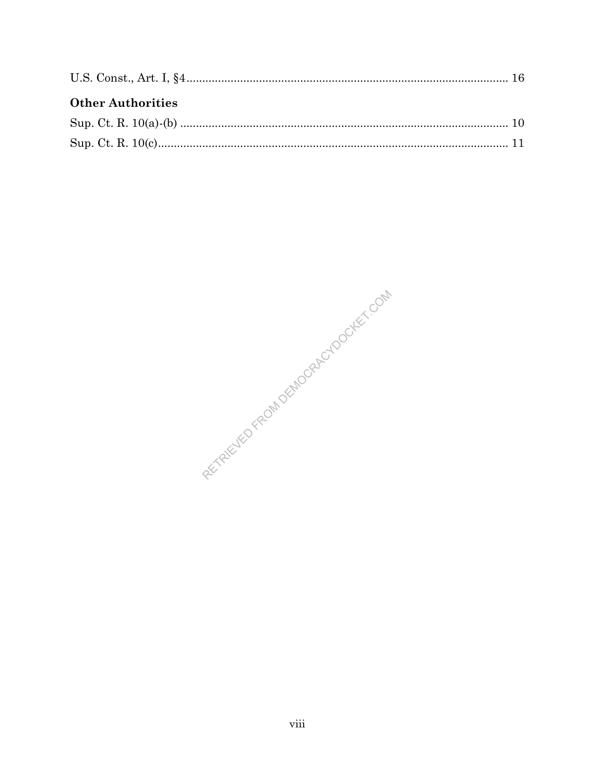U.S. Const., Art. I, §4 ........................................................................................................ 16

**Other Authorities**

Sup. Ct. R. 10(a)-(b) ........................................................................................................ 10

Sup. Ct. R. 10(c) ............................................................................................................. 11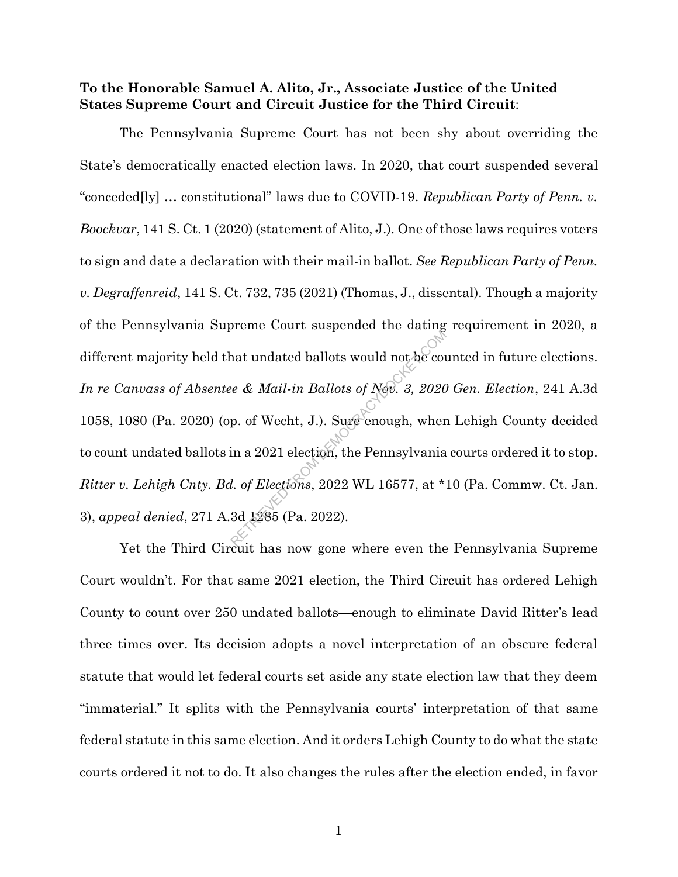**To the Honorable Samuel A. Alito, Jr., Associate Justice of the United States Supreme Court and Circuit Justice for the Third Circuit**:

The Pennsylvania Supreme Court has not been shy about overriding the State's democratically enacted election laws. In 2020, that court suspended several "conceded[ly] … constitutional" laws due to COVID-19. *Republican Party of Penn. v. Boockvar*, 141 S. Ct. 1 (2020) (statement of Alito, J.). One of those laws requires voters to sign and date a declaration with their mail-in ballot. *See Republican Party of Penn. v. Degraffenreid*, 141 S. Ct. 732, 735 (2021) (Thomas, J., dissental). Though a majority of the Pennsylvania Supreme Court suspended the dating requirement in 2020, a different majority held that undated ballots would not be counted in future elections. *In re Canvass of Absentee & Mail-in Ballots of Nov. 3, 2020 Gen. Election*, 241 A.3d 1058, 1080 (Pa. 2020) (op. of Wecht, J.). Sure enough, when Lehigh County decided to count undated ballots in a 2021 election, the Pennsylvania courts ordered it to stop. *Ritter v. Lehigh Cnty. Bd. of Elections*, 2022 WL 16577, at *10 (Pa. Commw. Ct. Jan. 3), *appeal denied*, 271 A.3d 1285 (Pa. 2022).

Yet the Third Circuit has now gone where even the Pennsylvania Supreme Court wouldn't. For that same 2021 election, the Third Circuit has ordered Lehigh County to count over 250 undated ballots—enough to eliminate David Ritter's lead three times over. Its decision adopts a novel interpretation of an obscure federal statute that would let federal courts set aside any state election law that they deem "immaterial." It splits with the Pennsylvania courts' interpretation of that same federal statute in this same election. And it orders Lehigh County to do what the state courts ordered it not to do. It also changes the rules after the election ended, in favor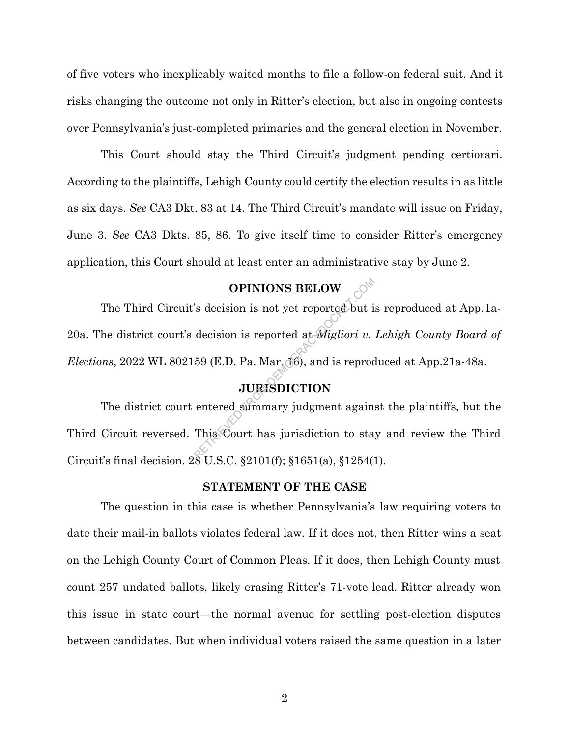of five voters who inexplicably waited months to file a follow-on federal suit. And it risks changing the outcome not only in Ritter's election, but also in ongoing contests over Pennsylvania's just-completed primaries and the general election in November.

This Court should stay the Third Circuit's judgment pending certiorari. According to the plaintiffs, Lehigh County could certify the election results in as little as six days. *See* CA3 Dkt. 83 at 14. The Third Circuit's mandate will issue on Friday, June 3. *See* CA3 Dkts. 85, 86. To give itself time to consider Ritter's emergency application, this Court should at least enter an administrative stay by June 2.

## OPINIONS BELOW

The Third Circuit's decision is not yet reported but is reproduced at App.1a-20a. The district court's decision is reported at *Migliori v. Lehigh County Board of Elections*, 2022 WL 802159 (E.D. Pa. Mar. 16), and is reproduced at App.21a-48a.

## JURISDICTION

The district court entered summary judgment against the plaintiffs, but the Third Circuit reversed. This Court has jurisdiction to stay and review the Third Circuit's final decision. 28 U.S.C. §2101(f); §1651(a), §1254(1).

## STATEMENT OF THE CASE

The question in this case is whether Pennsylvania's law requiring voters to date their mail-in ballots violates federal law. If it does not, then Ritter wins a seat on the Lehigh County Court of Common Pleas. If it does, then Lehigh County must count 257 undated ballots, likely erasing Ritter's 71-vote lead. Ritter already won this issue in state court—the normal avenue for settling post-election disputes between candidates. But when individual voters raised the same question in a later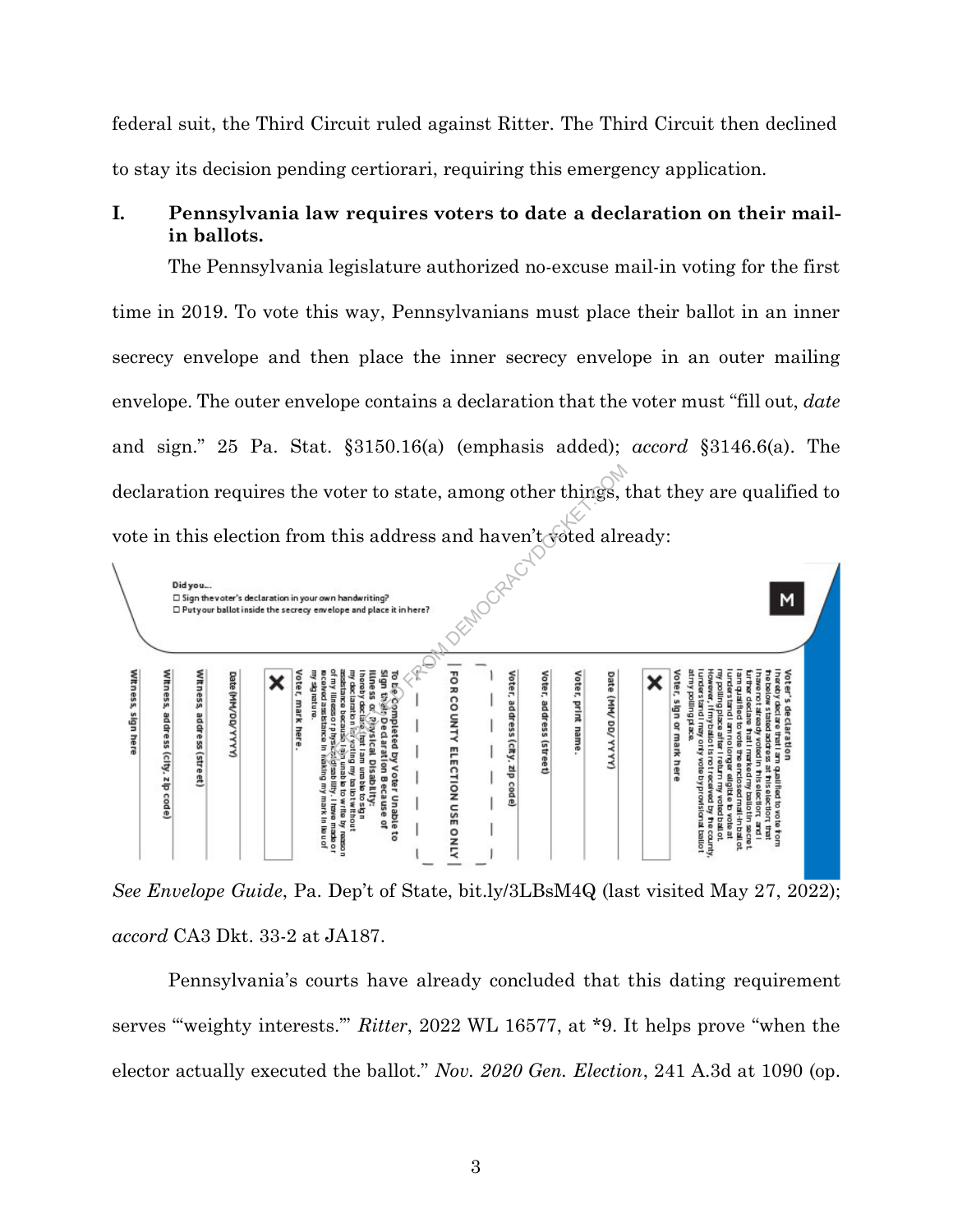federal suit, the Third Circuit ruled against Ritter. The Third Circuit then declined to stay its decision pending certiorari, requiring this emergency application.

## I. Pennsylvania law requires voters to date a declaration on their mail-in ballots.

The Pennsylvania legislature authorized no-excuse mail-in voting for the first time in 2019. To vote this way, Pennsylvanians must place their ballot in an inner secrecy envelope and then place the inner secrecy envelope in an outer mailing envelope. The outer envelope contains a declaration that the voter must "fill out, *date* and sign." 25 Pa. Stat. §3150.16(a) (emphasis added); *accord* §3146.6(a). The declaration requires the voter to state, among other things, that they are qualified to vote in this election from this address and haven't voted already:

*See Envelope Guide*, Pa. Dep't of State, bit.ly/3LBsM4Q (last visited May 27, 2022); *accord* CA3 Dkt. 33-2 at JA187.

Pennsylvania's courts have already concluded that this dating requirement serves "'weighty interests.'" *Ritter*, 2022 WL 16577, at *9. It helps prove "when the elector actually executed the ballot." *Nov. 2020 Gen. Election*, 241 A.3d at 1090 (op.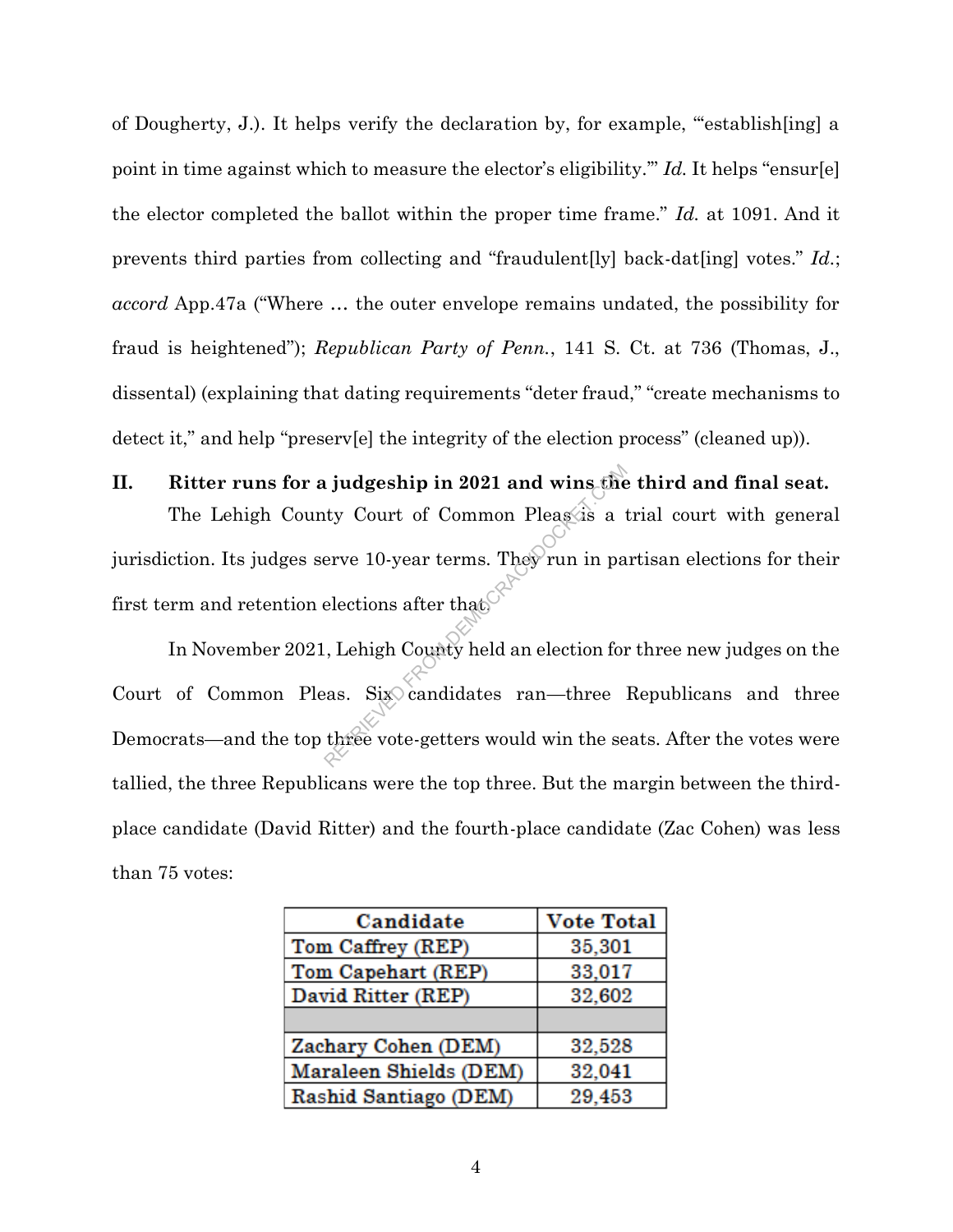of Dougherty, J.). It helps verify the declaration by, for example, "'establish[ing] a point in time against which to measure the elector's eligibility.'" *Id.* It helps "ensur[e] the elector completed the ballot within the proper time frame." *Id.* at 1091. And it prevents third parties from collecting and "fraudulent[ly] back-dat[ing] votes." *Id.*; *accord* App.47a ("Where … the outer envelope remains undated, the possibility for fraud is heightened"); *Republican Party of Penn.*, 141 S. Ct. at 736 (Thomas, J., dissental) (explaining that dating requirements "deter fraud," "create mechanisms to detect it," and help "preserv[e] the integrity of the election process" (cleaned up)).

## II. Ritter runs for a judgeship in 2021 and wins the third and final seat.

The Lehigh County Court of Common Pleas is a trial court with general jurisdiction. Its judges serve 10-year terms. They run in partisan elections for their first term and retention elections after that.

In November 2021, Lehigh County held an election for three new judges on the Court of Common Pleas. Six candidates ran—three Republicans and three Democrats—and the top three vote-getters would win the seats. After the votes were tallied, the three Republicans were the top three. But the margin between the third-place candidate (David Ritter) and the fourth-place candidate (Zac Cohen) was less than 75 votes:

| Candidate | Vote Total |
|---|---|
| Tom Caffrey (REP) | 35,301 |
| Tom Capehart (REP) | 33,017 |
| David Ritter (REP) | 32,602 |
| | |
| Zachary Cohen (DEM) | 32,528 |
| Maraleen Shields (DEM) | 32,041 |
| Rashid Santiago (DEM) | 29,453 |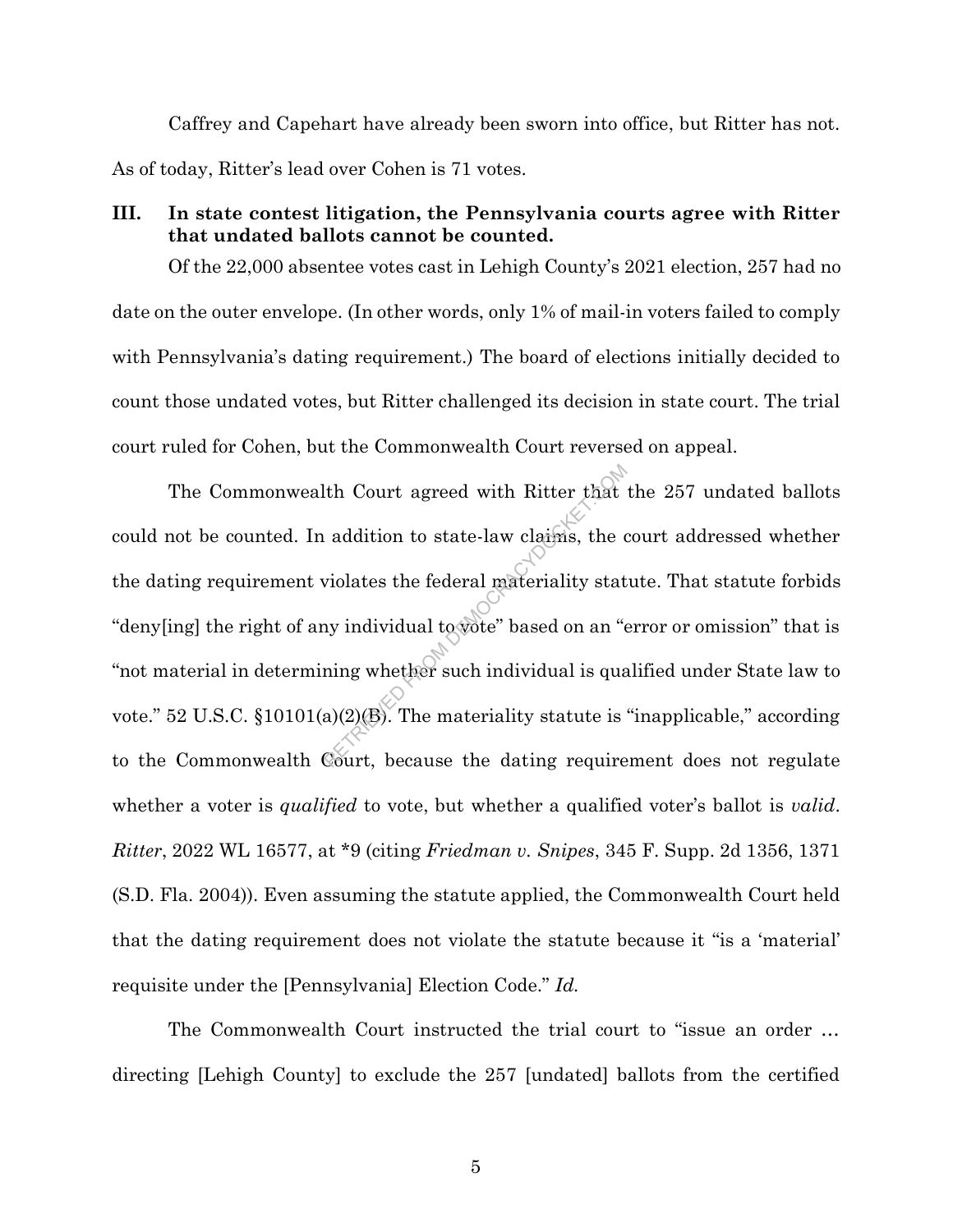Caffrey and Capehart have already been sworn into office, but Ritter has not. As of today, Ritter's lead over Cohen is 71 votes.

## III. In state contest litigation, the Pennsylvania courts agree with Ritter that undated ballots cannot be counted.

Of the 22,000 absentee votes cast in Lehigh County's 2021 election, 257 had no date on the outer envelope. (In other words, only 1% of mail-in voters failed to comply with Pennsylvania's dating requirement.) The board of elections initially decided to count those undated votes, but Ritter challenged its decision in state court. The trial court ruled for Cohen, but the Commonwealth Court reversed on appeal.

The Commonwealth Court agreed with Ritter that the 257 undated ballots could not be counted. In addition to state-law claims, the court addressed whether the dating requirement violates the federal materiality statute. That statute forbids "deny[ing] the right of any individual to vote" based on an "error or omission" that is "not material in determining whether such individual is qualified under State law to vote." 52 U.S.C. §10101(a)(2)(B). The materiality statute is "inapplicable," according to the Commonwealth Court, because the dating requirement does not regulate whether a voter is *qualified* to vote, but whether a qualified voter's ballot is *valid*. *Ritter*, 2022 WL 16577, at *9 (citing *Friedman v. Snipes*, 345 F. Supp. 2d 1356, 1371 (S.D. Fla. 2004)). Even assuming the statute applied, the Commonwealth Court held that the dating requirement does not violate the statute because it "is a 'material' requisite under the [Pennsylvania] Election Code." *Id.*

The Commonwealth Court instructed the trial court to "issue an order … directing [Lehigh County] to exclude the 257 [undated] ballots from the certified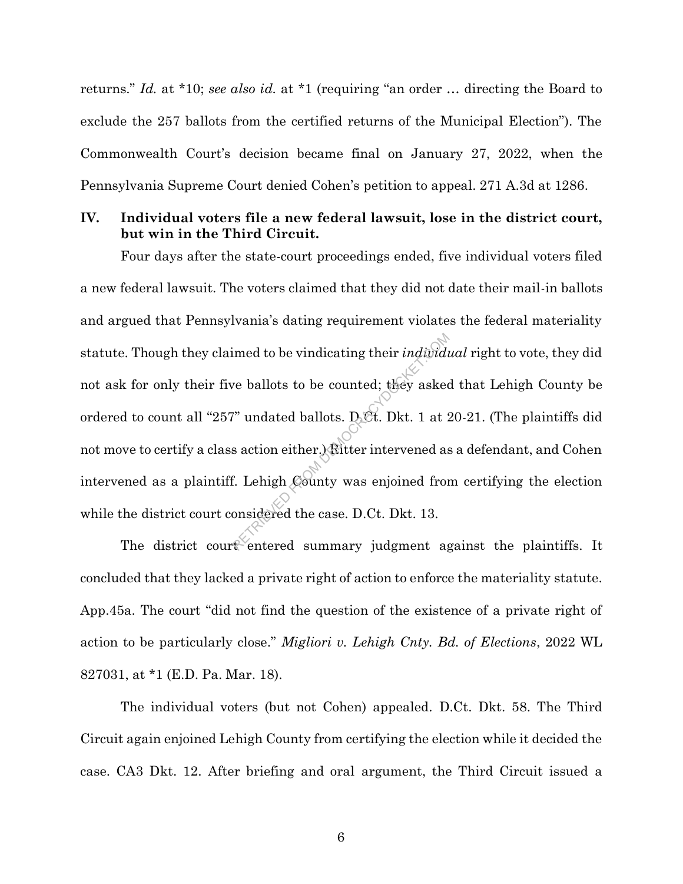returns." *Id.* at *10; *see also id.* at *1 (requiring "an order … directing the Board to exclude the 257 ballots from the certified returns of the Municipal Election"). The Commonwealth Court's decision became final on January 27, 2022, when the Pennsylvania Supreme Court denied Cohen's petition to appeal. 271 A.3d at 1286.

## IV. Individual voters file a new federal lawsuit, lose in the district court, but win in the Third Circuit.

Four days after the state-court proceedings ended, five individual voters filed a new federal lawsuit. The voters claimed that they did not date their mail-in ballots and argued that Pennsylvania's dating requirement violates the federal materiality statute. Though they claimed to be vindicating their *individual* right to vote, they did not ask for only their five ballots to be counted; they asked that Lehigh County be ordered to count all "257" undated ballots. D.Ct. Dkt. 1 at 20-21. (The plaintiffs did not move to certify a class action either.) Ritter intervened as a defendant, and Cohen intervened as a plaintiff. Lehigh County was enjoined from certifying the election while the district court considered the case. D.Ct. Dkt. 13.

The district court entered summary judgment against the plaintiffs. It concluded that they lacked a private right of action to enforce the materiality statute. App.45a. The court "did not find the question of the existence of a private right of action to be particularly close." *Migliori v. Lehigh Cnty. Bd. of Elections*, 2022 WL 827031, at *1 (E.D. Pa. Mar. 18).

The individual voters (but not Cohen) appealed. D.Ct. Dkt. 58. The Third Circuit again enjoined Lehigh County from certifying the election while it decided the case. CA3 Dkt. 12. After briefing and oral argument, the Third Circuit issued a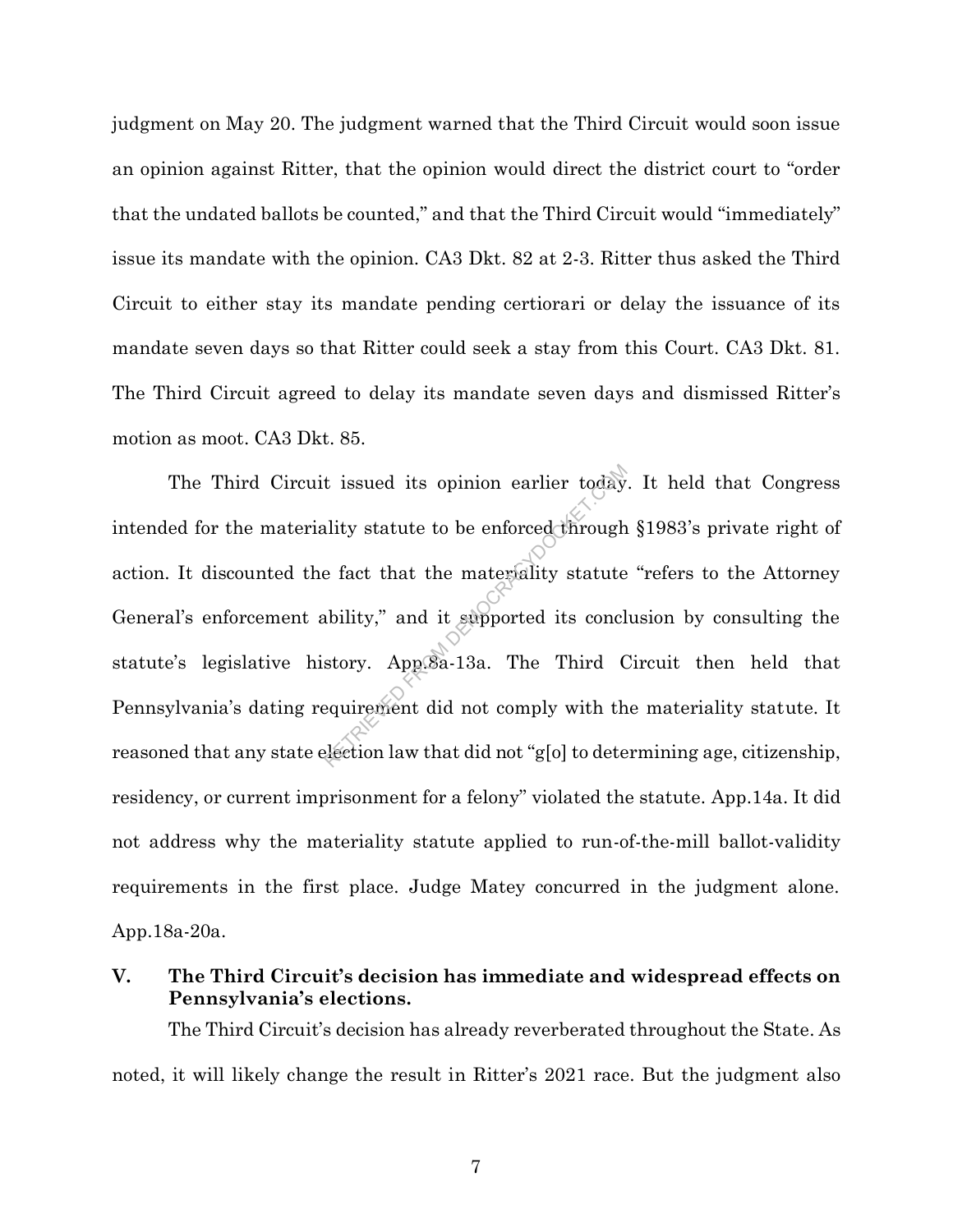judgment on May 20. The judgment warned that the Third Circuit would soon issue an opinion against Ritter, that the opinion would direct the district court to "order that the undated ballots be counted," and that the Third Circuit would "immediately" issue its mandate with the opinion. CA3 Dkt. 82 at 2-3. Ritter thus asked the Third Circuit to either stay its mandate pending certiorari or delay the issuance of its mandate seven days so that Ritter could seek a stay from this Court. CA3 Dkt. 81. The Third Circuit agreed to delay its mandate seven days and dismissed Ritter's motion as moot. CA3 Dkt. 85.

The Third Circuit issued its opinion earlier today. It held that Congress intended for the materiality statute to be enforced through §1983's private right of action. It discounted the fact that the materiality statute "refers to the Attorney General's enforcement ability," and it supported its conclusion by consulting the statute's legislative history. App.8a-13a. The Third Circuit then held that Pennsylvania's dating requirement did not comply with the materiality statute. It reasoned that any state election law that did not "g[o] to determining age, citizenship, residency, or current imprisonment for a felony" violated the statute. App.14a. It did not address why the materiality statute applied to run-of-the-mill ballot-validity requirements in the first place. Judge Matey concurred in the judgment alone. App.18a-20a.

## V. The Third Circuit's decision has immediate and widespread effects on Pennsylvania's elections.

The Third Circuit's decision has already reverberated throughout the State. As noted, it will likely change the result in Ritter's 2021 race. But the judgment also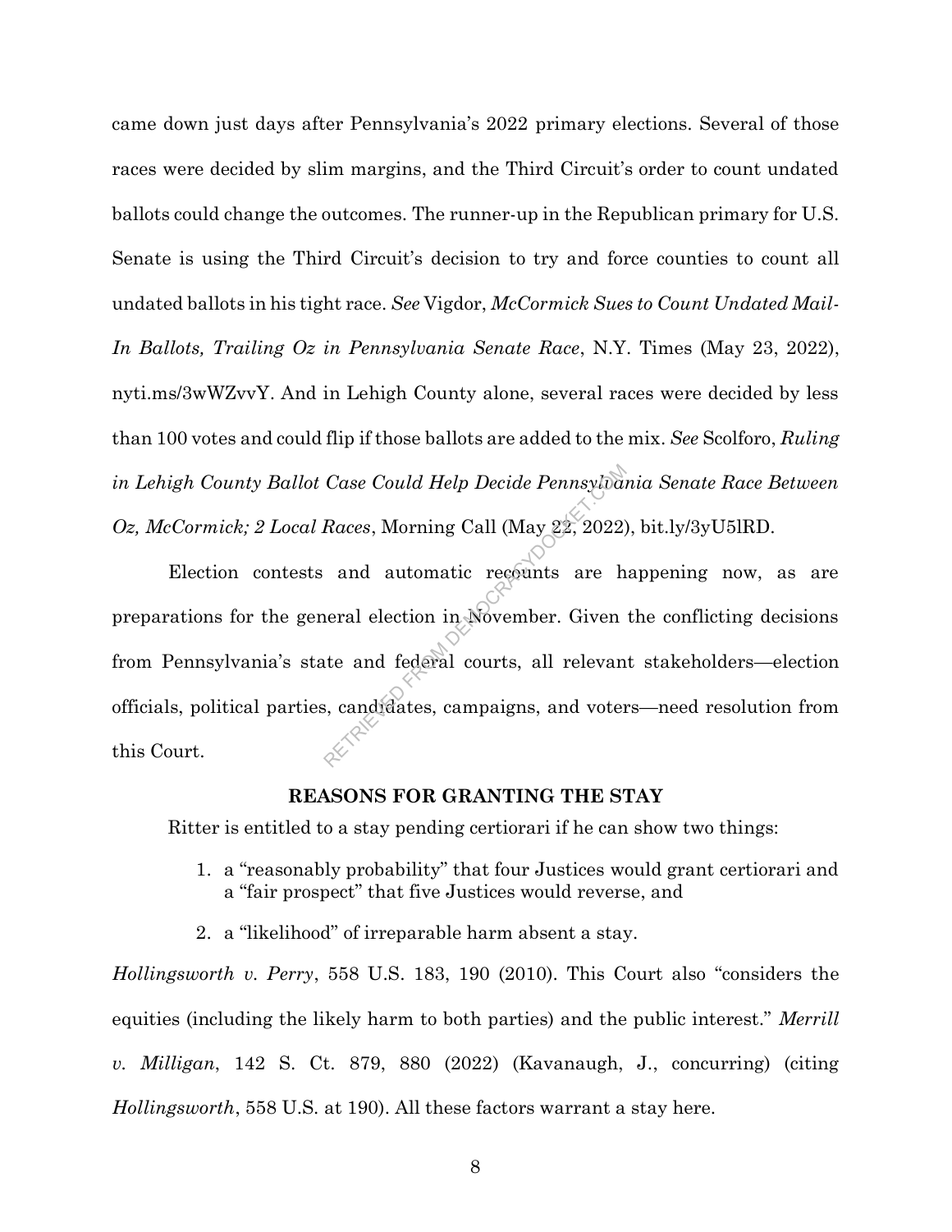came down just days after Pennsylvania's 2022 primary elections. Several of those races were decided by slim margins, and the Third Circuit's order to count undated ballots could change the outcomes. The runner-up in the Republican primary for U.S. Senate is using the Third Circuit's decision to try and force counties to count all undated ballots in his tight race. *See* Vigdor, *McCormick Sues to Count Undated Mail-In Ballots, Trailing Oz in Pennsylvania Senate Race*, N.Y. Times (May 23, 2022), nyti.ms/3wWZvvY. And in Lehigh County alone, several races were decided by less than 100 votes and could flip if those ballots are added to the mix. *See* Scolforo, *Ruling in Lehigh County Ballot Case Could Help Decide Pennsylvania Senate Race Between Oz, McCormick; 2 Local Races*, Morning Call (May 22, 2022), bit.ly/3yU5lRD.

Election contests and automatic recounts are happening now, as are preparations for the general election in November. Given the conflicting decisions from Pennsylvania's state and federal courts, all relevant stakeholders—election officials, political parties, candidates, campaigns, and voters—need resolution from this Court.

## REASONS FOR GRANTING THE STAY

Ritter is entitled to a stay pending certiorari if he can show two things:

1. a "reasonably probability" that four Justices would grant certiorari and a "fair prospect" that five Justices would reverse, and
2. a "likelihood" of irreparable harm absent a stay.

*Hollingsworth v. Perry*, 558 U.S. 183, 190 (2010). This Court also "considers the equities (including the likely harm to both parties) and the public interest." *Merrill v. Milligan*, 142 S. Ct. 879, 880 (2022) (Kavanaugh, J., concurring) (citing *Hollingsworth*, 558 U.S. at 190). All these factors warrant a stay here.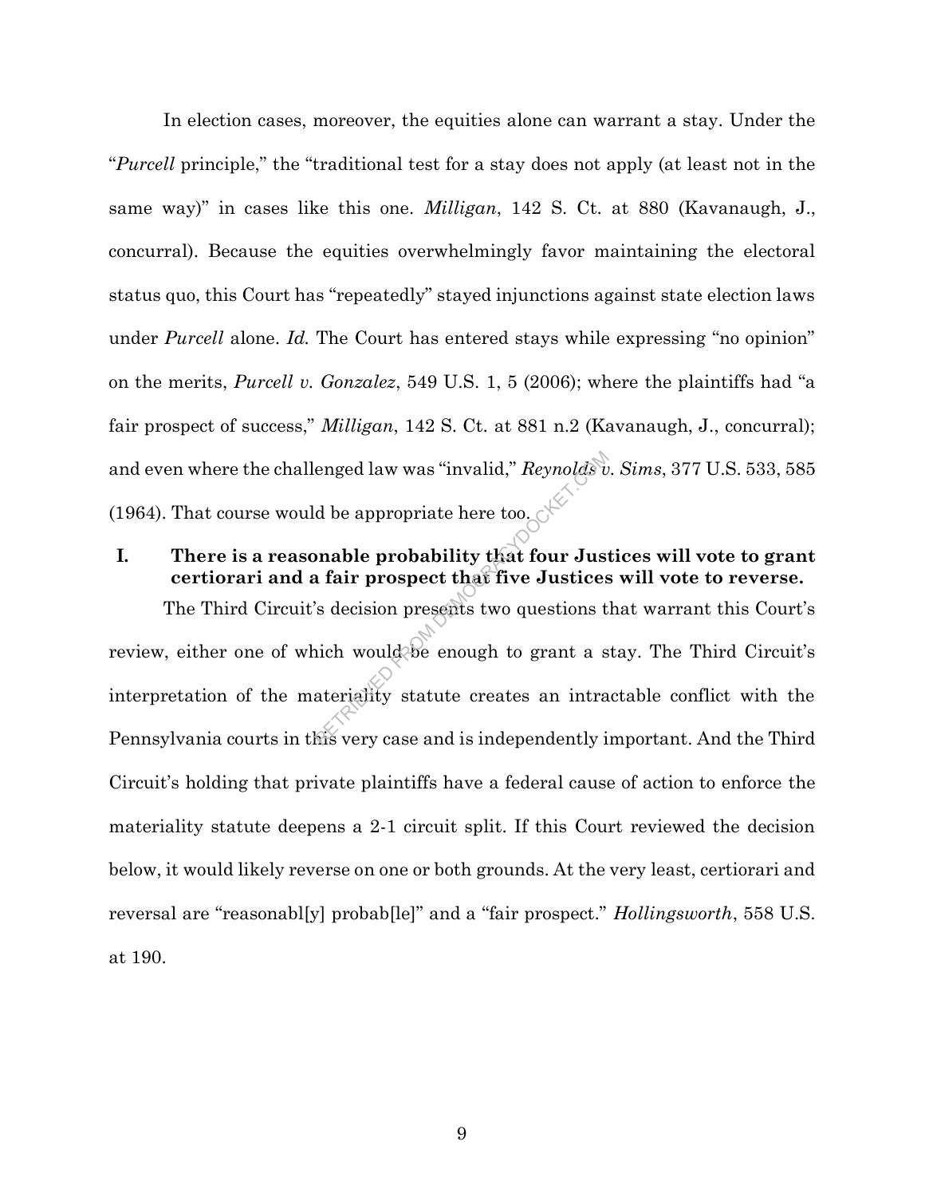In election cases, moreover, the equities alone can warrant a stay. Under the "*Purcell* principle," the "traditional test for a stay does not apply (at least not in the same way)" in cases like this one. *Milligan*, 142 S. Ct. at 880 (Kavanaugh, J., concurral). Because the equities overwhelmingly favor maintaining the electoral status quo, this Court has "repeatedly" stayed injunctions against state election laws under *Purcell* alone. *Id.* The Court has entered stays while expressing "no opinion" on the merits, *Purcell v. Gonzalez*, 549 U.S. 1, 5 (2006); where the plaintiffs had "a fair prospect of success," *Milligan*, 142 S. Ct. at 881 n.2 (Kavanaugh, J., concurral); and even where the challenged law was "invalid," *Reynolds v. Sims*, 377 U.S. 533, 585 (1964). That course would be appropriate here too.

## I. There is a reasonable probability that four Justices will vote to grant certiorari and a fair prospect that five Justices will vote to reverse.

The Third Circuit's decision presents two questions that warrant this Court's review, either one of which would be enough to grant a stay. The Third Circuit's interpretation of the materiality statute creates an intractable conflict with the Pennsylvania courts in this very case and is independently important. And the Third Circuit's holding that private plaintiffs have a federal cause of action to enforce the materiality statute deepens a 2-1 circuit split. If this Court reviewed the decision below, it would likely reverse on one or both grounds. At the very least, certiorari and reversal are "reasonabl[y] probab[le]" and a "fair prospect." *Hollingsworth*, 558 U.S. at 190.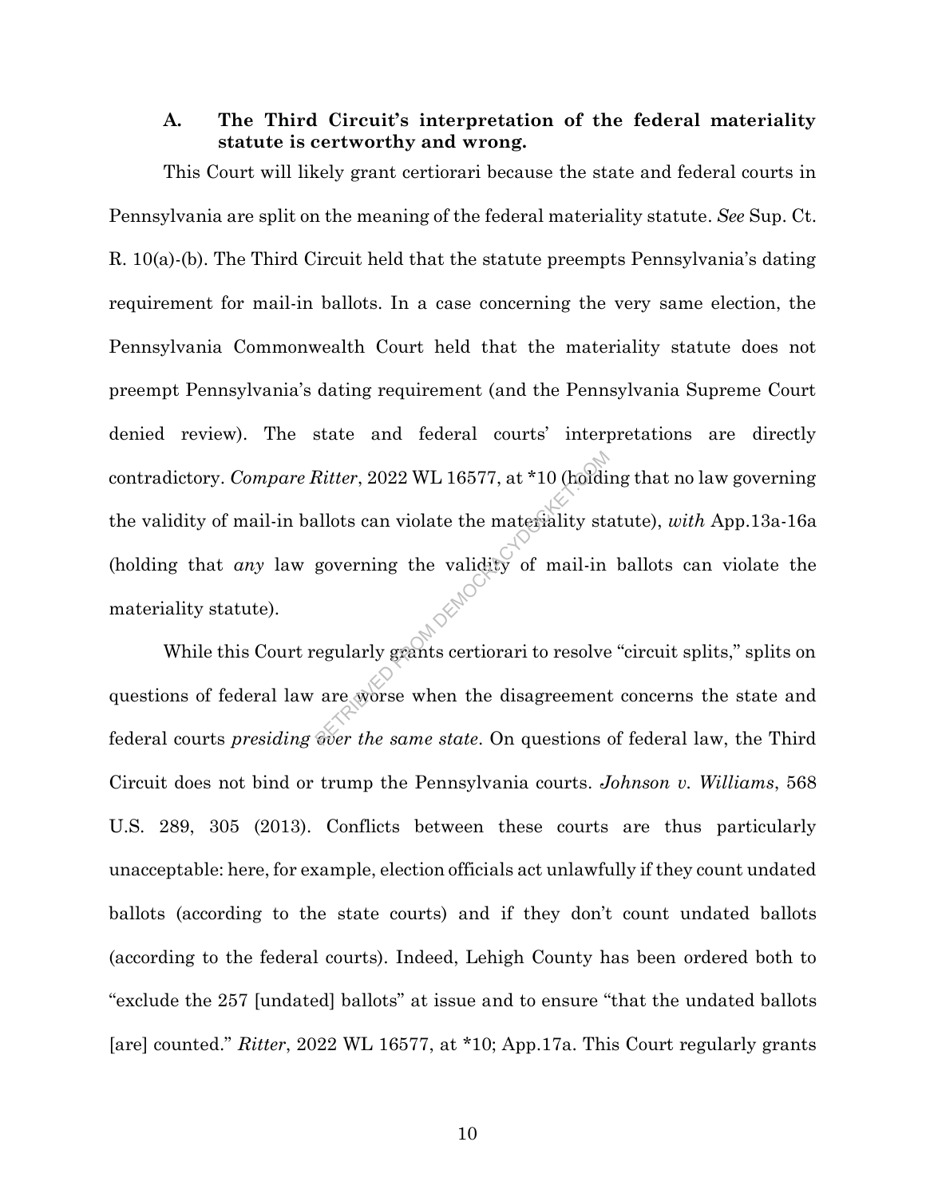### A. The Third Circuit's interpretation of the federal materiality statute is certworthy and wrong.

This Court will likely grant certiorari because the state and federal courts in Pennsylvania are split on the meaning of the federal materiality statute. *See* Sup. Ct. R. 10(a)-(b). The Third Circuit held that the statute preempts Pennsylvania's dating requirement for mail-in ballots. In a case concerning the very same election, the Pennsylvania Commonwealth Court held that the materiality statute does not preempt Pennsylvania's dating requirement (and the Pennsylvania Supreme Court denied review). The state and federal courts' interpretations are directly contradictory. *Compare Ritter*, 2022 WL 16577, at *10 (holding that no law governing the validity of mail-in ballots can violate the materiality statute), *with* App.13a-16a (holding that *any* law governing the validity of mail-in ballots can violate the materiality statute).

While this Court regularly grants certiorari to resolve "circuit splits," splits on questions of federal law are worse when the disagreement concerns the state and federal courts *presiding over the same state*. On questions of federal law, the Third Circuit does not bind or trump the Pennsylvania courts. *Johnson v. Williams*, 568 U.S. 289, 305 (2013). Conflicts between these courts are thus particularly unacceptable: here, for example, election officials act unlawfully if they count undated ballots (according to the state courts) and if they don't count undated ballots (according to the federal courts). Indeed, Lehigh County has been ordered both to "exclude the 257 [undated] ballots" at issue and to ensure "that the undated ballots [are] counted." *Ritter*, 2022 WL 16577, at *10; App.17a. This Court regularly grants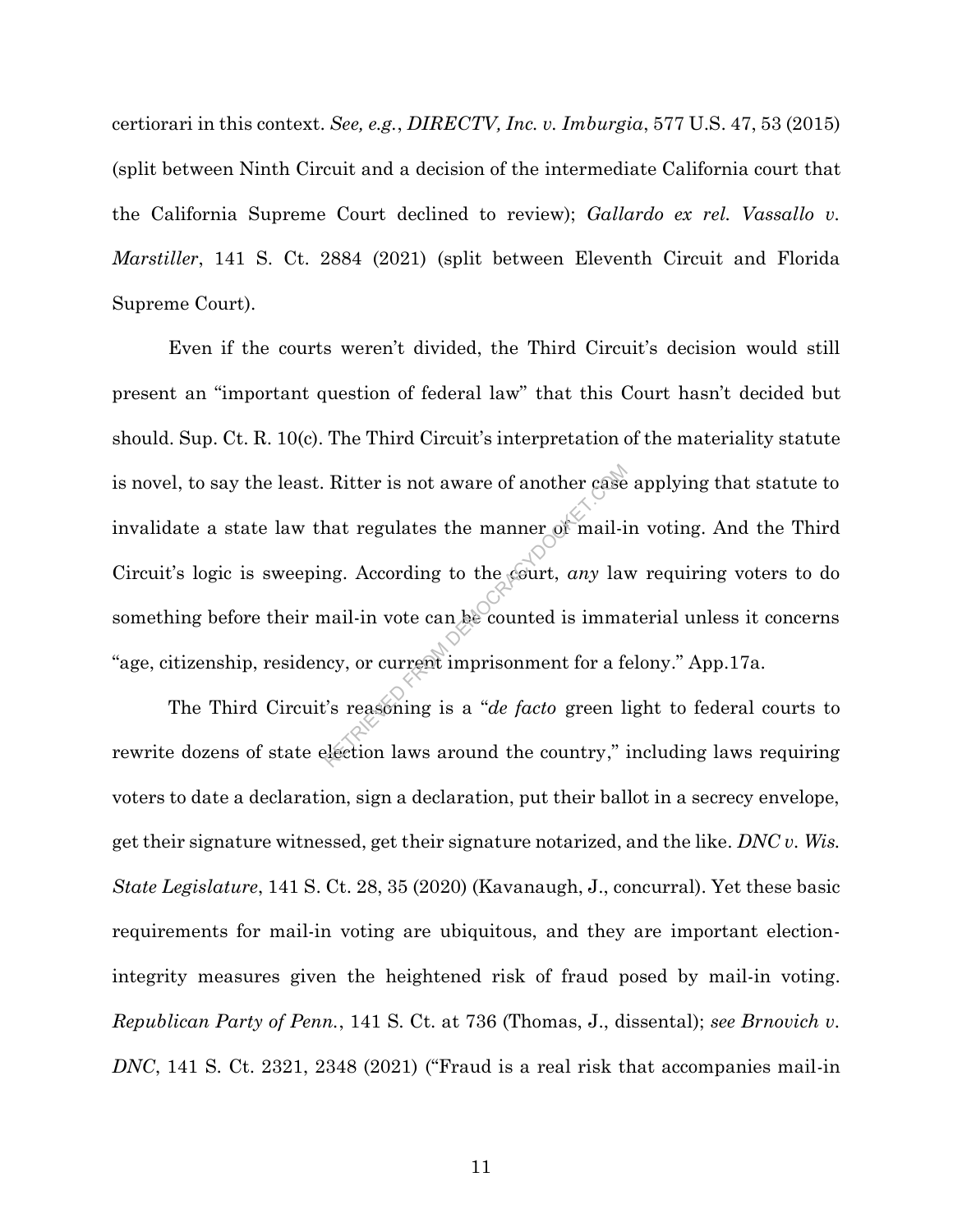certiorari in this context. *See, e.g.*, *DIRECTV, Inc. v. Imburgia*, 577 U.S. 47, 53 (2015) (split between Ninth Circuit and a decision of the intermediate California court that the California Supreme Court declined to review); *Gallardo ex rel. Vassallo v. Marstiller*, 141 S. Ct. 2884 (2021) (split between Eleventh Circuit and Florida Supreme Court).

Even if the courts weren't divided, the Third Circuit's decision would still present an "important question of federal law" that this Court hasn't decided but should. Sup. Ct. R. 10(c). The Third Circuit's interpretation of the materiality statute is novel, to say the least. Ritter is not aware of another case applying that statute to invalidate a state law that regulates the manner of mail-in voting. And the Third Circuit's logic is sweeping. According to the court, *any* law requiring voters to do something before their mail-in vote can be counted is immaterial unless it concerns "age, citizenship, residency, or current imprisonment for a felony." App.17a.

The Third Circuit's reasoning is a "*de facto* green light to federal courts to rewrite dozens of state election laws around the country," including laws requiring voters to date a declaration, sign a declaration, put their ballot in a secrecy envelope, get their signature witnessed, get their signature notarized, and the like. *DNC v. Wis. State Legislature*, 141 S. Ct. 28, 35 (2020) (Kavanaugh, J., concurral). Yet these basic requirements for mail-in voting are ubiquitous, and they are important election-integrity measures given the heightened risk of fraud posed by mail-in voting. *Republican Party of Penn.*, 141 S. Ct. at 736 (Thomas, J., dissental); *see Brnovich v. DNC*, 141 S. Ct. 2321, 2348 (2021) ("Fraud is a real risk that accompanies mail-in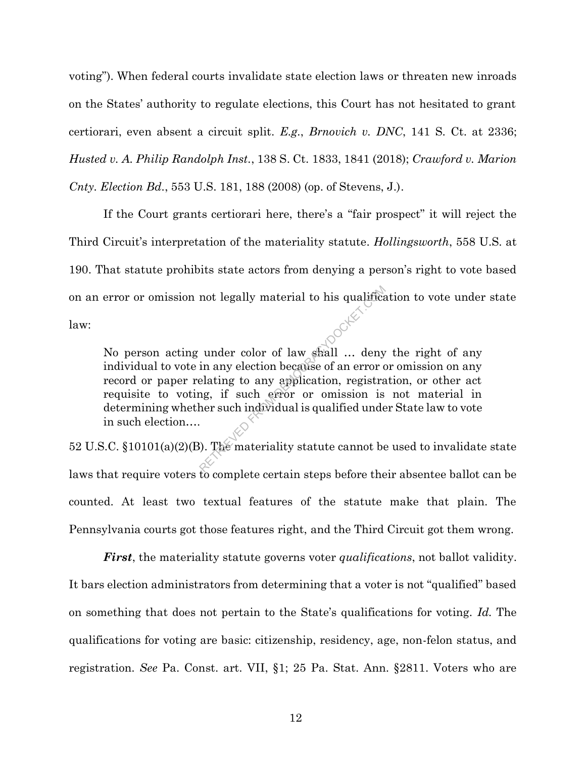voting"). When federal courts invalidate state election laws or threaten new inroads on the States' authority to regulate elections, this Court has not hesitated to grant certiorari, even absent a circuit split. *E.g.*, *Brnovich v. DNC*, 141 S. Ct. at 2336; *Husted v. A. Philip Randolph Inst.*, 138 S. Ct. 1833, 1841 (2018); *Crawford v. Marion Cnty. Election Bd.*, 553 U.S. 181, 188 (2008) (op. of Stevens, J.).

If the Court grants certiorari here, there's a "fair prospect" it will reject the Third Circuit's interpretation of the materiality statute. *Hollingsworth*, 558 U.S. at 190. That statute prohibits state actors from denying a person's right to vote based on an error or omission not legally material to his qualification to vote under state law:

> No person acting under color of law shall … deny the right of any individual to vote in any election because of an error or omission on any record or paper relating to any application, registration, or other act requisite to voting, if such error or omission is not material in determining whether such individual is qualified under State law to vote in such election….

52 U.S.C. §10101(a)(2)(B). The materiality statute cannot be used to invalidate state laws that require voters to complete certain steps before their absentee ballot can be counted. At least two textual features of the statute make that plain. The Pennsylvania courts got those features right, and the Third Circuit got them wrong.

***First***, the materiality statute governs voter *qualifications*, not ballot validity. It bars election administrators from determining that a voter is not "qualified" based on something that does not pertain to the State's qualifications for voting. *Id.* The qualifications for voting are basic: citizenship, residency, age, non-felon status, and registration. *See* Pa. Const. art. VII, §1; 25 Pa. Stat. Ann. §2811. Voters who are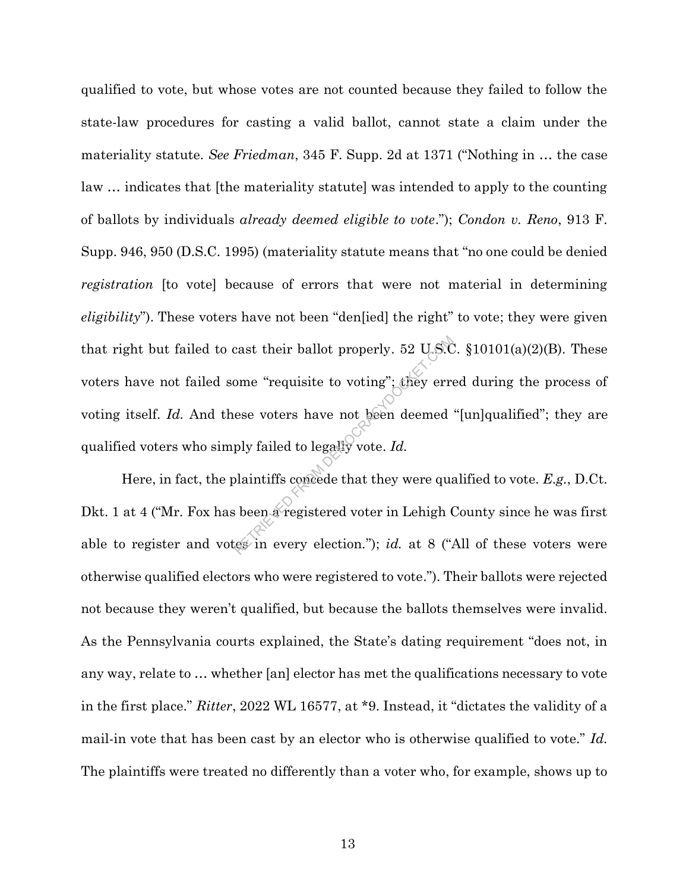qualified to vote, but whose votes are not counted because they failed to follow the state-law procedures for casting a valid ballot, cannot state a claim under the materiality statute. *See Friedman*, 345 F. Supp. 2d at 1371 ("Nothing in … the case law … indicates that [the materiality statute] was intended to apply to the counting of ballots by individuals *already deemed eligible to vote*."); *Condon v. Reno*, 913 F. Supp. 946, 950 (D.S.C. 1995) (materiality statute means that "no one could be denied *registration* [to vote] because of errors that were not material in determining *eligibility*"). These voters have not been "den[ied] the right" to vote; they were given that right but failed to cast their ballot properly. 52 U.S.C. §10101(a)(2)(B). These voters have not failed some "requisite to voting"; they erred during the process of voting itself. *Id.* And these voters have not been deemed "[un]qualified"; they are qualified voters who simply failed to legally vote. *Id.*

Here, in fact, the plaintiffs concede that they were qualified to vote. *E.g.*, D.Ct. Dkt. 1 at 4 ("Mr. Fox has been a registered voter in Lehigh County since he was first able to register and votes in every election."); *id.* at 8 ("All of these voters were otherwise qualified electors who were registered to vote."). Their ballots were rejected not because they weren't qualified, but because the ballots themselves were invalid. As the Pennsylvania courts explained, the State's dating requirement "does not, in any way, relate to … whether [an] elector has met the qualifications necessary to vote in the first place." *Ritter*, 2022 WL 16577, at *9. Instead, it "dictates the validity of a mail-in vote that has been cast by an elector who is otherwise qualified to vote." *Id.* The plaintiffs were treated no differently than a voter who, for example, shows up to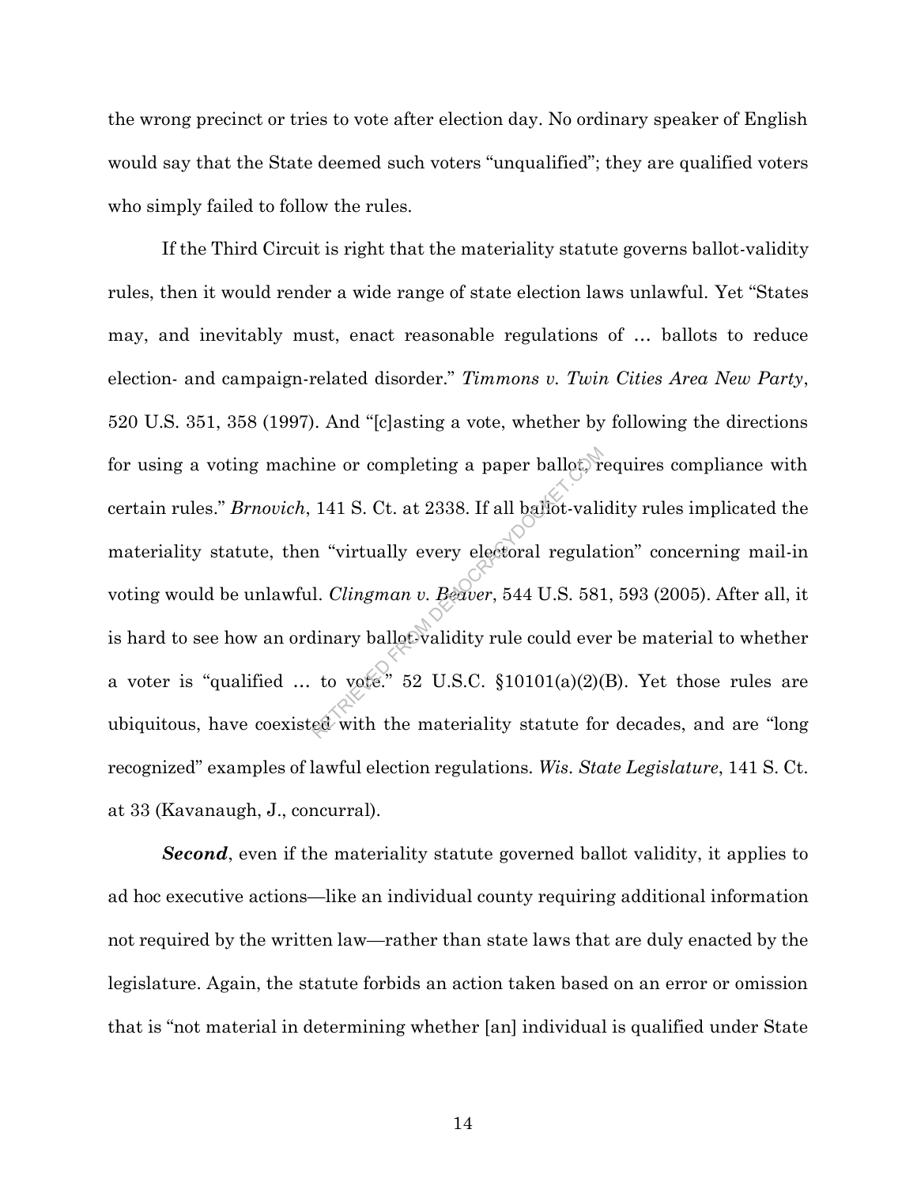the wrong precinct or tries to vote after election day. No ordinary speaker of English would say that the State deemed such voters "unqualified"; they are qualified voters who simply failed to follow the rules.

If the Third Circuit is right that the materiality statute governs ballot-validity rules, then it would render a wide range of state election laws unlawful. Yet "States may, and inevitably must, enact reasonable regulations of … ballots to reduce election- and campaign-related disorder." *Timmons v. Twin Cities Area New Party*, 520 U.S. 351, 358 (1997). And "[c]asting a vote, whether by following the directions for using a voting machine or completing a paper ballot, requires compliance with certain rules." *Brnovich*, 141 S. Ct. at 2338. If all ballot-validity rules implicated the materiality statute, then "virtually every electoral regulation" concerning mail-in voting would be unlawful. *Clingman v. Beaver*, 544 U.S. 581, 593 (2005). After all, it is hard to see how an ordinary ballot-validity rule could ever be material to whether a voter is "qualified … to vote." 52 U.S.C. §10101(a)(2)(B). Yet those rules are ubiquitous, have coexisted with the materiality statute for decades, and are "long recognized" examples of lawful election regulations. *Wis. State Legislature*, 141 S. Ct. at 33 (Kavanaugh, J., concurral).

***Second***, even if the materiality statute governed ballot validity, it applies to ad hoc executive actions—like an individual county requiring additional information not required by the written law—rather than state laws that are duly enacted by the legislature. Again, the statute forbids an action taken based on an error or omission that is "not material in determining whether [an] individual is qualified under State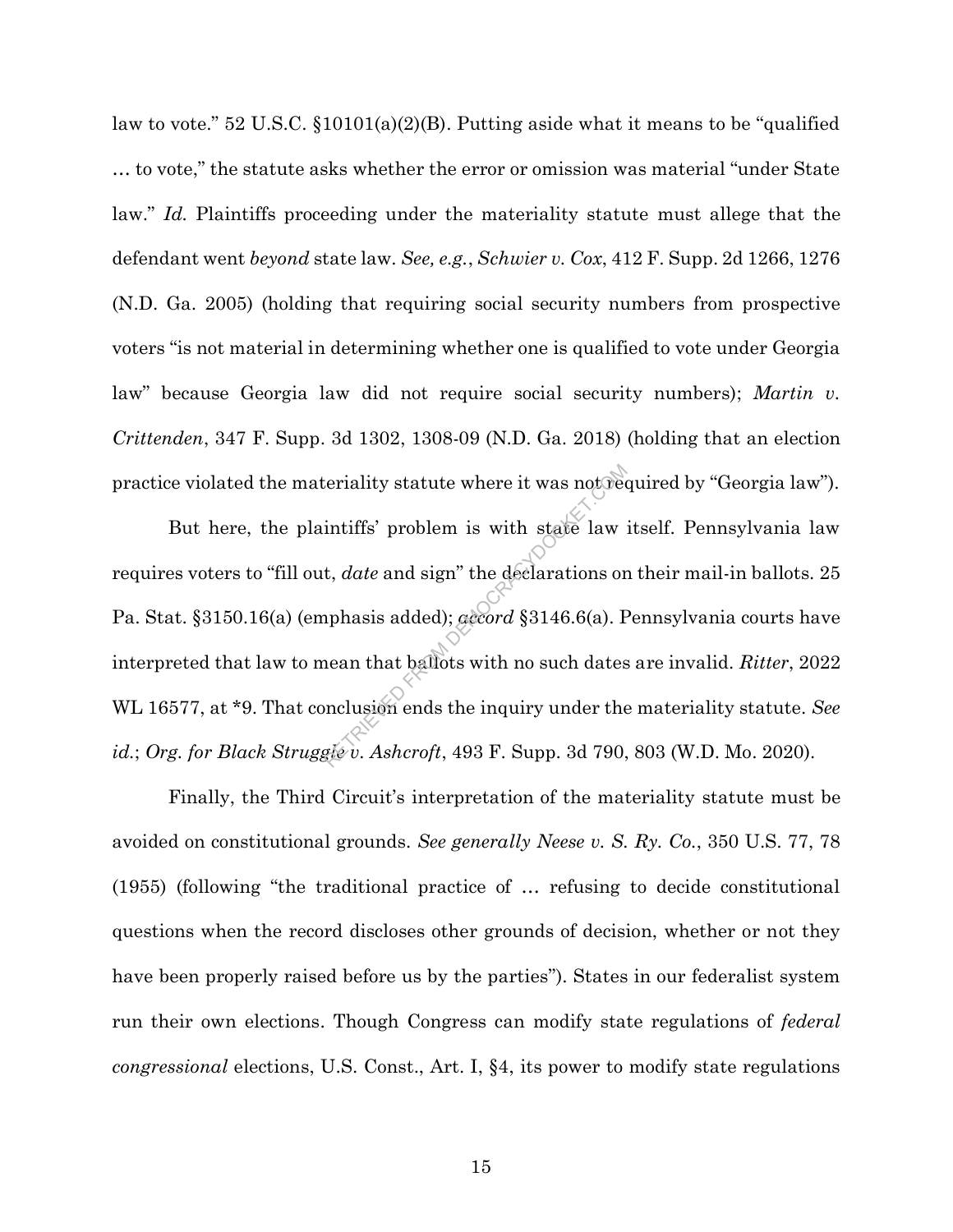law to vote." 52 U.S.C. §10101(a)(2)(B). Putting aside what it means to be "qualified … to vote," the statute asks whether the error or omission was material "under State law." *Id.* Plaintiffs proceeding under the materiality statute must allege that the defendant went *beyond* state law. *See, e.g.*, *Schwier v. Cox*, 412 F. Supp. 2d 1266, 1276 (N.D. Ga. 2005) (holding that requiring social security numbers from prospective voters "is not material in determining whether one is qualified to vote under Georgia law" because Georgia law did not require social security numbers); *Martin v. Crittenden*, 347 F. Supp. 3d 1302, 1308-09 (N.D. Ga. 2018) (holding that an election practice violated the materiality statute where it was not required by "Georgia law").

But here, the plaintiffs' problem is with state law itself. Pennsylvania law requires voters to "fill out, *date* and sign" the declarations on their mail-in ballots. 25 Pa. Stat. §3150.16(a) (emphasis added); *accord* §3146.6(a). Pennsylvania courts have interpreted that law to mean that ballots with no such dates are invalid. *Ritter*, 2022 WL 16577, at *9. That conclusion ends the inquiry under the materiality statute. *See id.*; *Org. for Black Struggle v. Ashcroft*, 493 F. Supp. 3d 790, 803 (W.D. Mo. 2020).

Finally, the Third Circuit's interpretation of the materiality statute must be avoided on constitutional grounds. *See generally Neese v. S. Ry. Co.*, 350 U.S. 77, 78 (1955) (following "the traditional practice of … refusing to decide constitutional questions when the record discloses other grounds of decision, whether or not they have been properly raised before us by the parties"). States in our federalist system run their own elections. Though Congress can modify state regulations of *federal congressional* elections, U.S. Const., Art. I, §4, its power to modify state regulations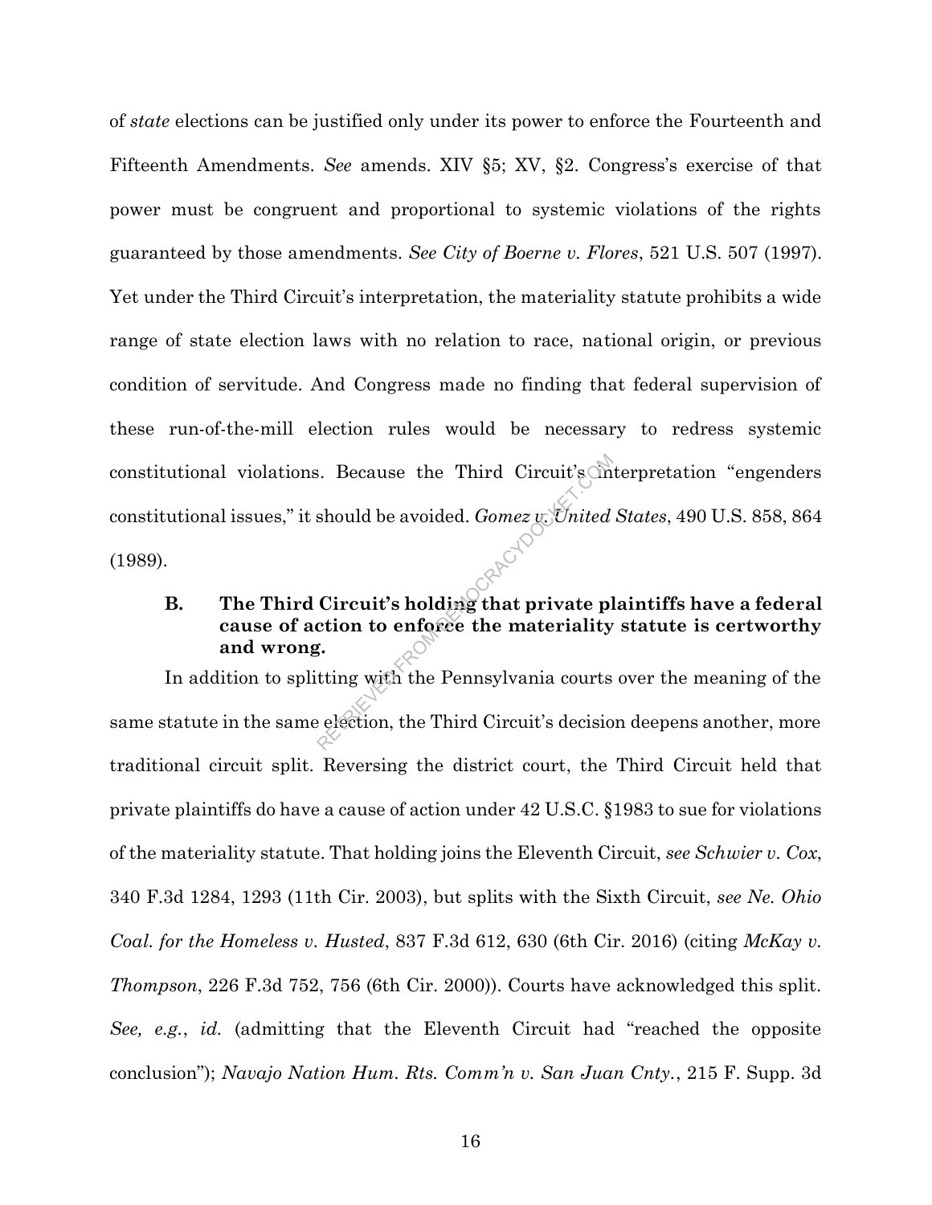of *state* elections can be justified only under its power to enforce the Fourteenth and Fifteenth Amendments. *See* amends. XIV §5; XV, §2. Congress's exercise of that power must be congruent and proportional to systemic violations of the rights guaranteed by those amendments. *See City of Boerne v. Flores*, 521 U.S. 507 (1997). Yet under the Third Circuit's interpretation, the materiality statute prohibits a wide range of state election laws with no relation to race, national origin, or previous condition of servitude. And Congress made no finding that federal supervision of these run-of-the-mill election rules would be necessary to redress systemic constitutional violations. Because the Third Circuit's interpretation "engenders constitutional issues," it should be avoided. *Gomez v. United States*, 490 U.S. 858, 864 (1989).

### B. The Third Circuit's holding that private plaintiffs have a federal cause of action to enforce the materiality statute is certworthy and wrong.

In addition to splitting with the Pennsylvania courts over the meaning of the same statute in the same election, the Third Circuit's decision deepens another, more traditional circuit split. Reversing the district court, the Third Circuit held that private plaintiffs do have a cause of action under 42 U.S.C. §1983 to sue for violations of the materiality statute. That holding joins the Eleventh Circuit, *see Schwier v. Cox*, 340 F.3d 1284, 1293 (11th Cir. 2003), but splits with the Sixth Circuit, *see Ne. Ohio Coal. for the Homeless v. Husted*, 837 F.3d 612, 630 (6th Cir. 2016) (citing *McKay v. Thompson*, 226 F.3d 752, 756 (6th Cir. 2000)). Courts have acknowledged this split. *See, e.g.*, *id.* (admitting that the Eleventh Circuit had "reached the opposite conclusion"); *Navajo Nation Hum. Rts. Comm'n v. San Juan Cnty.*, 215 F. Supp. 3d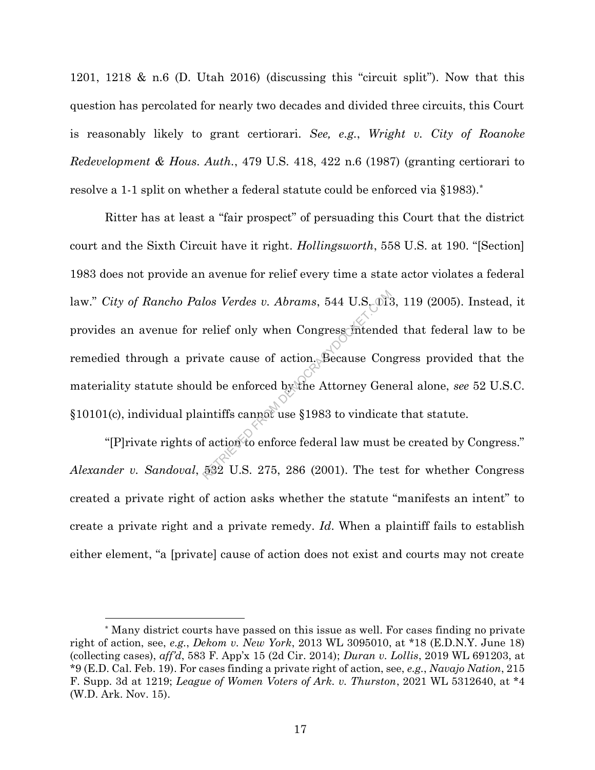1201, 1218 & n.6 (D. Utah 2016) (discussing this "circuit split"). Now that this question has percolated for nearly two decades and divided three circuits, this Court is reasonably likely to grant certiorari. *See, e.g.*, *Wright v. City of Roanoke Redevelopment & Hous. Auth.*, 479 U.S. 418, 422 n.6 (1987) (granting certiorari to resolve a 1-1 split on whether a federal statute could be enforced via §1983).*

Ritter has at least a "fair prospect" of persuading this Court that the district court and the Sixth Circuit have it right. *Hollingsworth*, 558 U.S. at 190. "[Section] 1983 does not provide an avenue for relief every time a state actor violates a federal law." *City of Rancho Palos Verdes v. Abrams*, 544 U.S. 113, 119 (2005). Instead, it provides an avenue for relief only when Congress intended that federal law to be remedied through a private cause of action. Because Congress provided that the materiality statute should be enforced by the Attorney General alone, *see* 52 U.S.C. §10101(c), individual plaintiffs cannot use §1983 to vindicate that statute.

"[P]rivate rights of action to enforce federal law must be created by Congress." *Alexander v. Sandoval*, 532 U.S. 275, 286 (2001). The test for whether Congress created a private right of action asks whether the statute "manifests an intent" to create a private right and a private remedy. *Id.* When a plaintiff fails to establish either element, "a [private] cause of action does not exist and courts may not create

---

* Many district courts have passed on this issue as well. For cases finding no private right of action, see, *e.g.*, *Dekom v. New York*, 2013 WL 3095010, at *18 (E.D.N.Y. June 18) (collecting cases), *aff'd*, 583 F. App'x 15 (2d Cir. 2014); *Duran v. Lollis*, 2019 WL 691203, at *9 (E.D. Cal. Feb. 19). For cases finding a private right of action, see, *e.g.*, *Navajo Nation*, 215 F. Supp. 3d at 1219; *League of Women Voters of Ark. v. Thurston*, 2021 WL 5312640, at *4 (W.D. Ark. Nov. 15).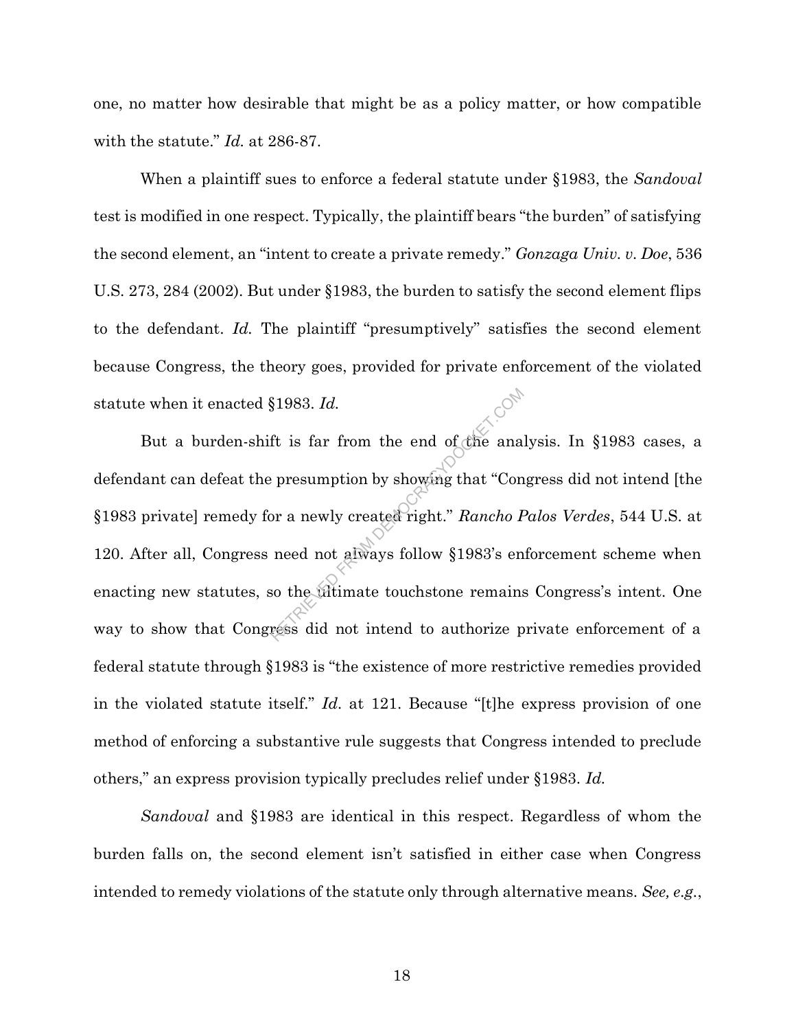one, no matter how desirable that might be as a policy matter, or how compatible with the statute." *Id.* at 286-87.

When a plaintiff sues to enforce a federal statute under §1983, the *Sandoval* test is modified in one respect. Typically, the plaintiff bears "the burden" of satisfying the second element, an "intent to create a private remedy." *Gonzaga Univ. v. Doe*, 536 U.S. 273, 284 (2002). But under §1983, the burden to satisfy the second element flips to the defendant. *Id.* The plaintiff "presumptively" satisfies the second element because Congress, the theory goes, provided for private enforcement of the violated statute when it enacted §1983. *Id.*

But a burden-shift is far from the end of the analysis. In §1983 cases, a defendant can defeat the presumption by showing that "Congress did not intend [the §1983 private] remedy for a newly created right." *Rancho Palos Verdes*, 544 U.S. at 120. After all, Congress need not always follow §1983's enforcement scheme when enacting new statutes, so the ultimate touchstone remains Congress's intent. One way to show that Congress did not intend to authorize private enforcement of a federal statute through §1983 is "the existence of more restrictive remedies provided in the violated statute itself." *Id.* at 121. Because "[t]he express provision of one method of enforcing a substantive rule suggests that Congress intended to preclude others," an express provision typically precludes relief under §1983. *Id.*

*Sandoval* and §1983 are identical in this respect. Regardless of whom the burden falls on, the second element isn't satisfied in either case when Congress intended to remedy violations of the statute only through alternative means. *See, e.g.*,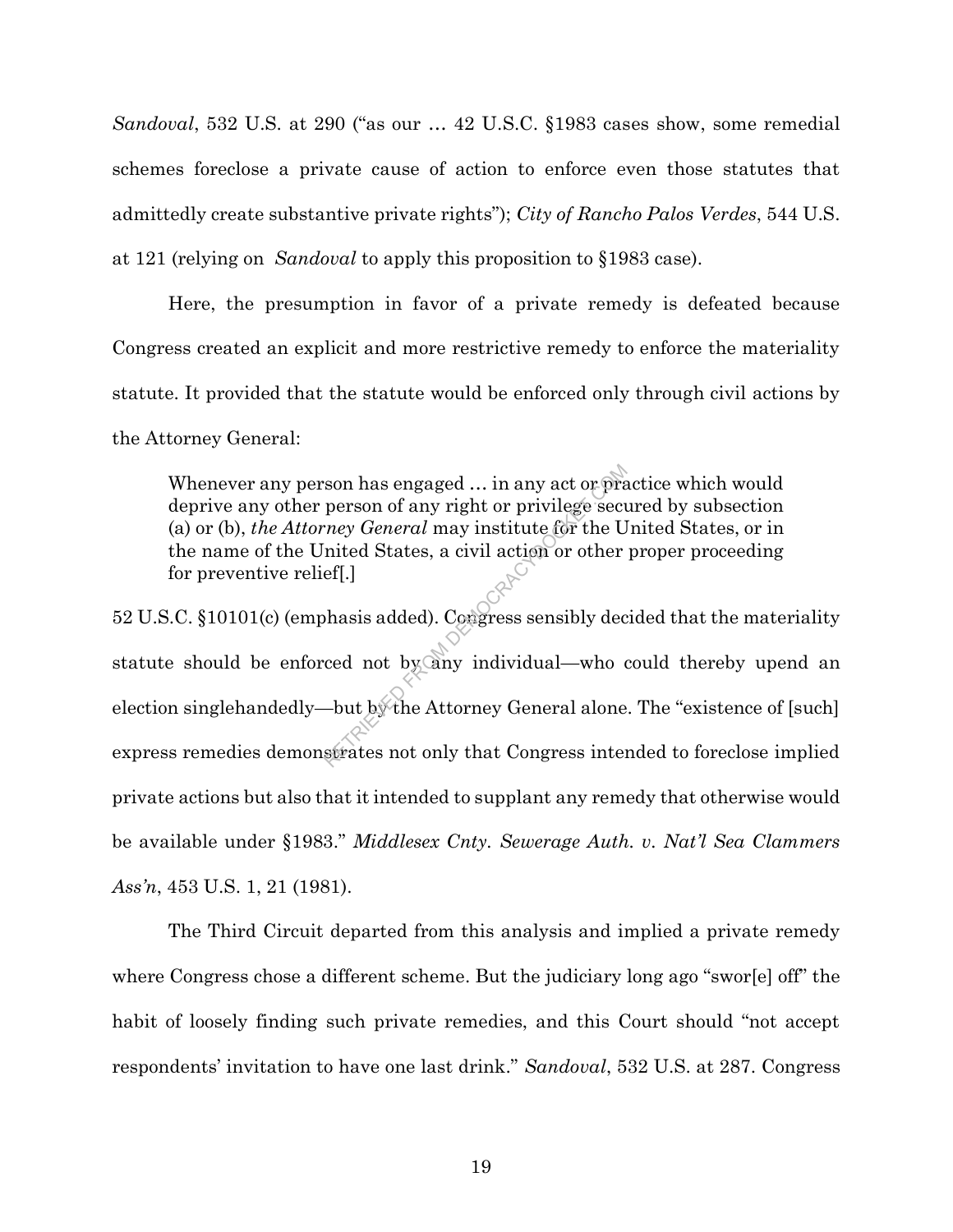*Sandoval*, 532 U.S. at 290 ("as our … 42 U.S.C. §1983 cases show, some remedial schemes foreclose a private cause of action to enforce even those statutes that admittedly create substantive private rights"); *City of Rancho Palos Verdes*, 544 U.S. at 121 (relying on *Sandoval* to apply this proposition to §1983 case).

Here, the presumption in favor of a private remedy is defeated because Congress created an explicit and more restrictive remedy to enforce the materiality statute. It provided that the statute would be enforced only through civil actions by the Attorney General:

> Whenever any person has engaged … in any act or practice which would deprive any other person of any right or privilege secured by subsection (a) or (b), *the Attorney General* may institute for the United States, or in the name of the United States, a civil action or other proper proceeding for preventive relief[.]

52 U.S.C. §10101(c) (emphasis added). Congress sensibly decided that the materiality statute should be enforced not by any individual—who could thereby upend an election singlehandedly—but by the Attorney General alone. The "existence of [such] express remedies demonstrates not only that Congress intended to foreclose implied private actions but also that it intended to supplant any remedy that otherwise would be available under §1983." *Middlesex Cnty. Sewerage Auth. v. Nat'l Sea Clammers Ass'n*, 453 U.S. 1, 21 (1981).

The Third Circuit departed from this analysis and implied a private remedy where Congress chose a different scheme. But the judiciary long ago "swor[e] off" the habit of loosely finding such private remedies, and this Court should "not accept respondents' invitation to have one last drink." *Sandoval*, 532 U.S. at 287. Congress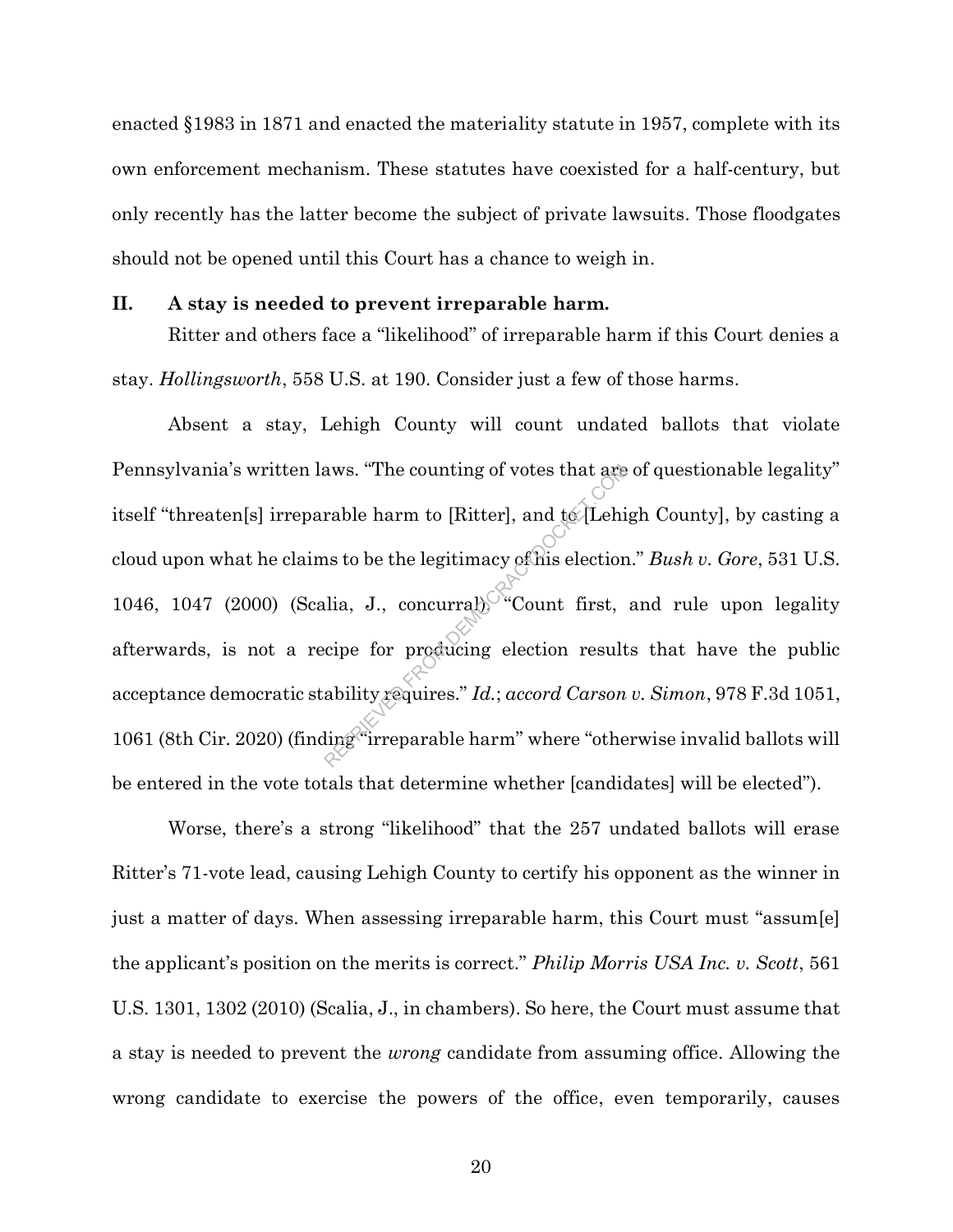enacted §1983 in 1871 and enacted the materiality statute in 1957, complete with its own enforcement mechanism. These statutes have coexisted for a half-century, but only recently has the latter become the subject of private lawsuits. Those floodgates should not be opened until this Court has a chance to weigh in.

## II. A stay is needed to prevent irreparable harm.

Ritter and others face a "likelihood" of irreparable harm if this Court denies a stay. *Hollingsworth*, 558 U.S. at 190. Consider just a few of those harms.

Absent a stay, Lehigh County will count undated ballots that violate Pennsylvania's written laws. "The counting of votes that are of questionable legality" itself "threaten[s] irreparable harm to [Ritter], and to [Lehigh County], by casting a cloud upon what he claims to be the legitimacy of his election." *Bush v. Gore*, 531 U.S. 1046, 1047 (2000) (Scalia, J., concurral). "Count first, and rule upon legality afterwards, is not a recipe for producing election results that have the public acceptance democratic stability requires." *Id.*; *accord Carson v. Simon*, 978 F.3d 1051, 1061 (8th Cir. 2020) (finding "irreparable harm" where "otherwise invalid ballots will be entered in the vote totals that determine whether [candidates] will be elected").

Worse, there's a strong "likelihood" that the 257 undated ballots will erase Ritter's 71-vote lead, causing Lehigh County to certify his opponent as the winner in just a matter of days. When assessing irreparable harm, this Court must "assum[e] the applicant's position on the merits is correct." *Philip Morris USA Inc. v. Scott*, 561 U.S. 1301, 1302 (2010) (Scalia, J., in chambers). So here, the Court must assume that a stay is needed to prevent the *wrong* candidate from assuming office. Allowing the wrong candidate to exercise the powers of the office, even temporarily, causes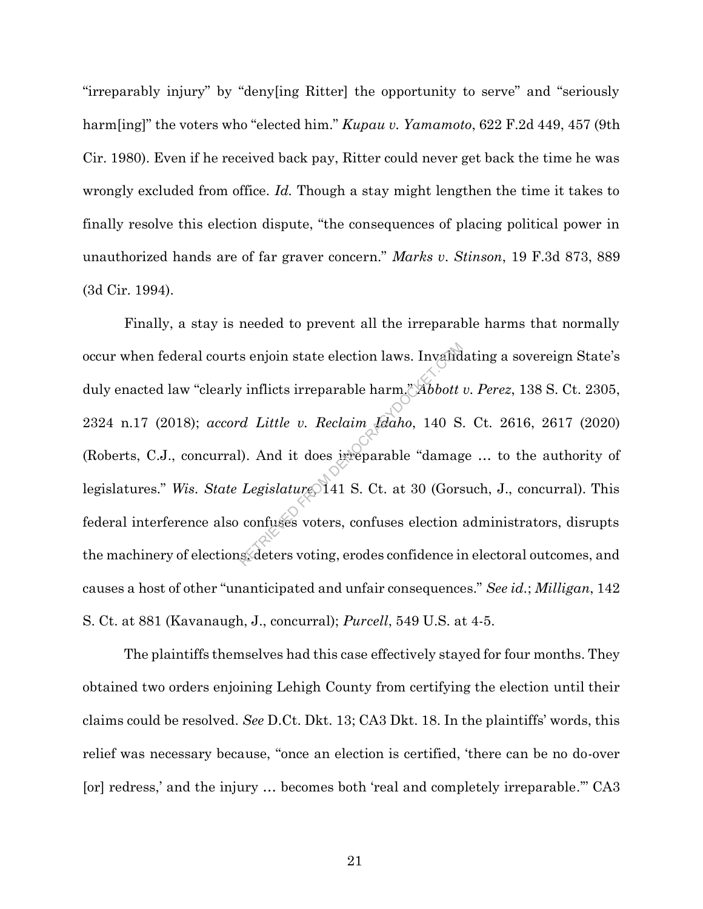"irreparably injury" by "deny[ing Ritter] the opportunity to serve" and "seriously harm[ing]" the voters who "elected him." *Kupau v. Yamamoto*, 622 F.2d 449, 457 (9th Cir. 1980). Even if he received back pay, Ritter could never get back the time he was wrongly excluded from office. *Id.* Though a stay might lengthen the time it takes to finally resolve this election dispute, "the consequences of placing political power in unauthorized hands are of far graver concern." *Marks v. Stinson*, 19 F.3d 873, 889 (3d Cir. 1994).

Finally, a stay is needed to prevent all the irreparable harms that normally occur when federal courts enjoin state election laws. Invalidating a sovereign State's duly enacted law "clearly inflicts irreparable harm." *Abbott v. Perez*, 138 S. Ct. 2305, 2324 n.17 (2018); *accord Little v. Reclaim Idaho*, 140 S. Ct. 2616, 2617 (2020) (Roberts, C.J., concurral). And it does irreparable "damage … to the authority of legislatures." *Wis. State Legislature*, 141 S. Ct. at 30 (Gorsuch, J., concurral). This federal interference also confuses voters, confuses election administrators, disrupts the machinery of elections, deters voting, erodes confidence in electoral outcomes, and causes a host of other "unanticipated and unfair consequences." *See id.*; *Milligan*, 142 S. Ct. at 881 (Kavanaugh, J., concurral); *Purcell*, 549 U.S. at 4-5.

The plaintiffs themselves had this case effectively stayed for four months. They obtained two orders enjoining Lehigh County from certifying the election until their claims could be resolved. *See* D.Ct. Dkt. 13; CA3 Dkt. 18. In the plaintiffs' words, this relief was necessary because, "once an election is certified, 'there can be no do-over [or] redress,' and the injury … becomes both 'real and completely irreparable.'" CA3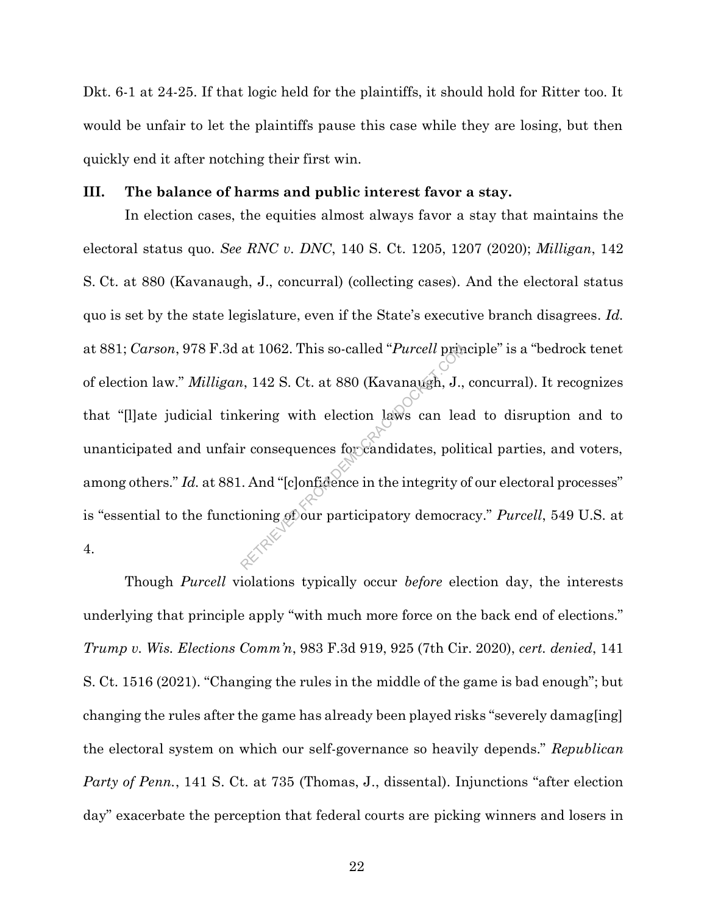Dkt. 6-1 at 24-25. If that logic held for the plaintiffs, it should hold for Ritter too. It would be unfair to let the plaintiffs pause this case while they are losing, but then quickly end it after notching their first win.

### III. The balance of harms and public interest favor a stay.

In election cases, the equities almost always favor a stay that maintains the electoral status quo. *See RNC v. DNC*, 140 S. Ct. 1205, 1207 (2020); *Milligan*, 142 S. Ct. at 880 (Kavanaugh, J., concurral) (collecting cases). And the electoral status quo is set by the state legislature, even if the State's executive branch disagrees. *Id.* at 881; *Carson*, 978 F.3d at 1062. This so-called "*Purcell* principle" is a "bedrock tenet of election law." *Milligan*, 142 S. Ct. at 880 (Kavanaugh, J., concurral). It recognizes that "[l]ate judicial tinkering with election laws can lead to disruption and to unanticipated and unfair consequences for candidates, political parties, and voters, among others." *Id.* at 881. And "[c]onfidence in the integrity of our electoral processes" is "essential to the functioning of our participatory democracy." *Purcell*, 549 U.S. at 4.

Though *Purcell* violations typically occur *before* election day, the interests underlying that principle apply "with much more force on the back end of elections." *Trump v. Wis. Elections Comm'n*, 983 F.3d 919, 925 (7th Cir. 2020), *cert. denied*, 141 S. Ct. 1516 (2021). "Changing the rules in the middle of the game is bad enough"; but changing the rules after the game has already been played risks "severely damag[ing] the electoral system on which our self-governance so heavily depends." *Republican Party of Penn.*, 141 S. Ct. at 735 (Thomas, J., dissental). Injunctions "after election day" exacerbate the perception that federal courts are picking winners and losers in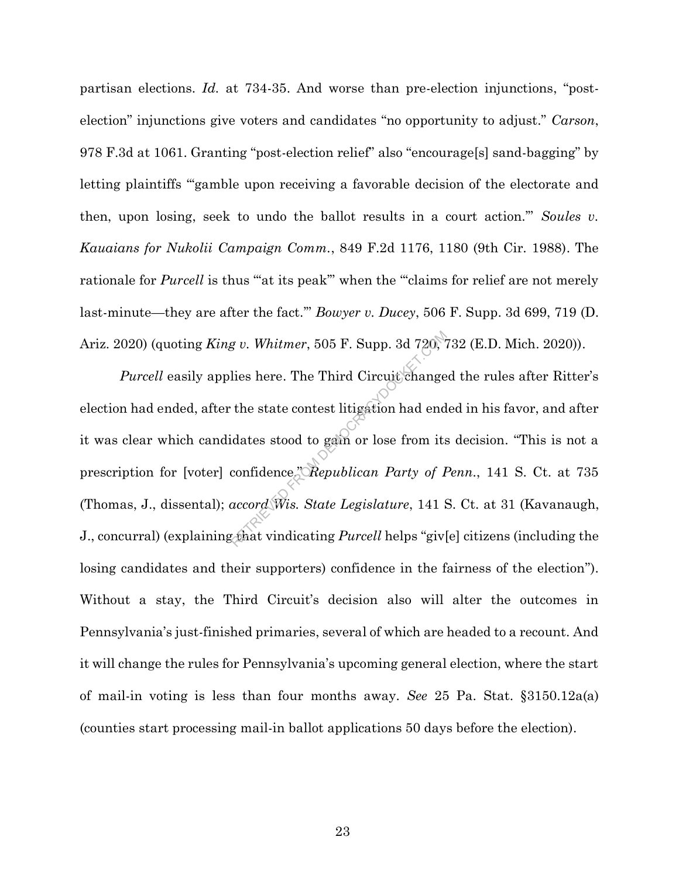partisan elections. *Id.* at 734-35. And worse than pre-election injunctions, "post-election" injunctions give voters and candidates "no opportunity to adjust." *Carson*, 978 F.3d at 1061. Granting "post-election relief" also "encourage[s] sand-bagging" by letting plaintiffs "'gamble upon receiving a favorable decision of the electorate and then, upon losing, seek to undo the ballot results in a court action.'" *Soules v. Kauaians for Nukolii Campaign Comm.*, 849 F.2d 1176, 1180 (9th Cir. 1988). The rationale for *Purcell* is thus "'at its peak'" when the "'claims for relief are not merely last-minute—they are after the fact.'" *Bowyer v. Ducey*, 506 F. Supp. 3d 699, 719 (D. Ariz. 2020) (quoting *King v. Whitmer*, 505 F. Supp. 3d 720, 732 (E.D. Mich. 2020)).

*Purcell* easily applies here. The Third Circuit changed the rules after Ritter's election had ended, after the state contest litigation had ended in his favor, and after it was clear which candidates stood to gain or lose from its decision. "This is not a prescription for [voter] confidence." *Republican Party of Penn.*, 141 S. Ct. at 735 (Thomas, J., dissental); *accord Wis. State Legislature*, 141 S. Ct. at 31 (Kavanaugh, J., concurral) (explaining that vindicating *Purcell* helps "giv[e] citizens (including the losing candidates and their supporters) confidence in the fairness of the election"). Without a stay, the Third Circuit's decision also will alter the outcomes in Pennsylvania's just-finished primaries, several of which are headed to a recount. And it will change the rules for Pennsylvania's upcoming general election, where the start of mail-in voting is less than four months away. *See* 25 Pa. Stat. §3150.12a(a) (counties start processing mail-in ballot applications 50 days before the election).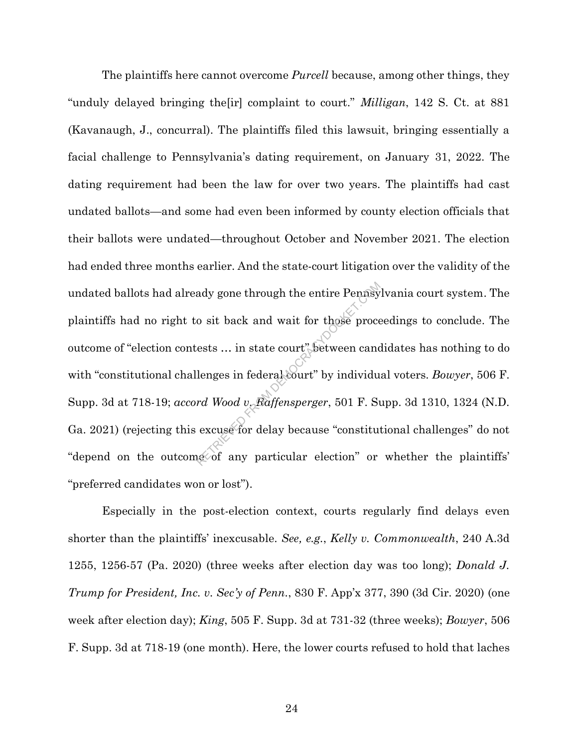The plaintiffs here cannot overcome *Purcell* because, among other things, they "unduly delayed bringing the[ir] complaint to court." *Milligan*, 142 S. Ct. at 881 (Kavanaugh, J., concurral). The plaintiffs filed this lawsuit, bringing essentially a facial challenge to Pennsylvania's dating requirement, on January 31, 2022. The dating requirement had been the law for over two years. The plaintiffs had cast undated ballots—and some had even been informed by county election officials that their ballots were undated—throughout October and November 2021. The election had ended three months earlier. And the state-court litigation over the validity of the undated ballots had already gone through the entire Pennsylvania court system. The plaintiffs had no right to sit back and wait for those proceedings to conclude. The outcome of "election contests … in state court" between candidates has nothing to do with "constitutional challenges in federal court" by individual voters. *Bowyer*, 506 F. Supp. 3d at 718-19; *accord Wood v. Raffensperger*, 501 F. Supp. 3d 1310, 1324 (N.D. Ga. 2021) (rejecting this excuse for delay because "constitutional challenges" do not "depend on the outcome of any particular election" or whether the plaintiffs' "preferred candidates won or lost").

Especially in the post-election context, courts regularly find delays even shorter than the plaintiffs' inexcusable. *See, e.g.*, *Kelly v. Commonwealth*, 240 A.3d 1255, 1256-57 (Pa. 2020) (three weeks after election day was too long); *Donald J. Trump for President, Inc. v. Sec'y of Penn.*, 830 F. App'x 377, 390 (3d Cir. 2020) (one week after election day); *King*, 505 F. Supp. 3d at 731-32 (three weeks); *Bowyer*, 506 F. Supp. 3d at 718-19 (one month). Here, the lower courts refused to hold that laches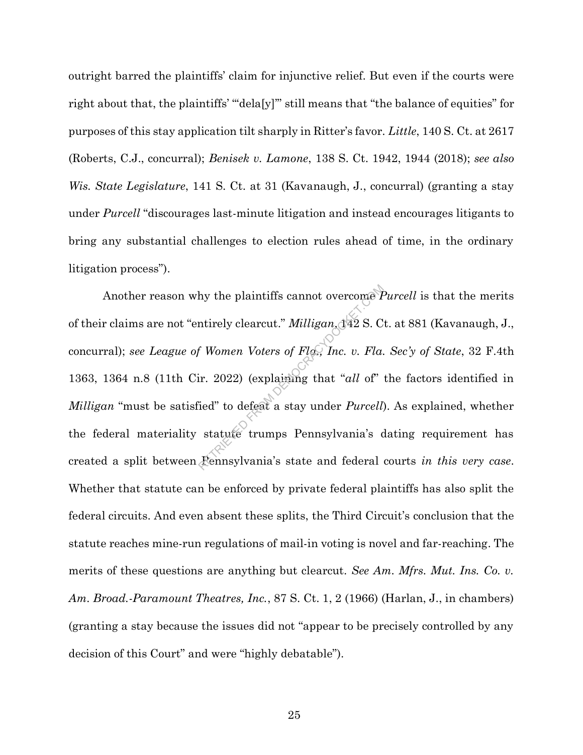outright barred the plaintiffs' claim for injunctive relief. But even if the courts were right about that, the plaintiffs' "'dela[y]'" still means that "the balance of equities" for purposes of this stay application tilt sharply in Ritter's favor. *Little*, 140 S. Ct. at 2617 (Roberts, C.J., concurral); *Benisek v. Lamone*, 138 S. Ct. 1942, 1944 (2018); *see also Wis. State Legislature*, 141 S. Ct. at 31 (Kavanaugh, J., concurral) (granting a stay under *Purcell* "discourages last-minute litigation and instead encourages litigants to bring any substantial challenges to election rules ahead of time, in the ordinary litigation process").

Another reason why the plaintiffs cannot overcome *Purcell* is that the merits of their claims are not "entirely clearcut." *Milligan*, 142 S. Ct. at 881 (Kavanaugh, J., concurral); *see League of Women Voters of Fla., Inc. v. Fla. Sec'y of State*, 32 F.4th 1363, 1364 n.8 (11th Cir. 2022) (explaining that "*all* of" the factors identified in *Milligan* "must be satisfied" to defeat a stay under *Purcell*). As explained, whether the federal materiality statute trumps Pennsylvania's dating requirement has created a split between Pennsylvania's state and federal courts *in this very case*. Whether that statute can be enforced by private federal plaintiffs has also split the federal circuits. And even absent these splits, the Third Circuit's conclusion that the statute reaches mine-run regulations of mail-in voting is novel and far-reaching. The merits of these questions are anything but clearcut. *See Am. Mfrs. Mut. Ins. Co. v. Am. Broad.-Paramount Theatres, Inc.*, 87 S. Ct. 1, 2 (1966) (Harlan, J., in chambers) (granting a stay because the issues did not "appear to be precisely controlled by any decision of this Court" and were "highly debatable").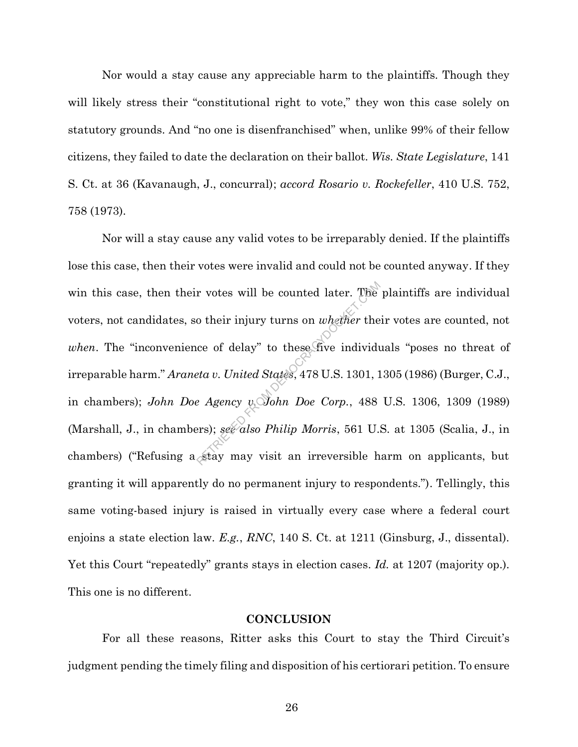Nor would a stay cause any appreciable harm to the plaintiffs. Though they will likely stress their "constitutional right to vote," they won this case solely on statutory grounds. And "no one is disenfranchised" when, unlike 99% of their fellow citizens, they failed to date the declaration on their ballot. *Wis. State Legislature*, 141 S. Ct. at 36 (Kavanaugh, J., concurral); *accord Rosario v. Rockefeller*, 410 U.S. 752, 758 (1973).

Nor will a stay cause any valid votes to be irreparably denied. If the plaintiffs lose this case, then their votes were invalid and could not be counted anyway. If they win this case, then their votes will be counted later. The plaintiffs are individual voters, not candidates, so their injury turns on *whether* their votes are counted, not *when*. The "inconvenience of delay" to these five individuals "poses no threat of irreparable harm." *Araneta v. United States*, 478 U.S. 1301, 1305 (1986) (Burger, C.J., in chambers); *John Doe Agency v. John Doe Corp.*, 488 U.S. 1306, 1309 (1989) (Marshall, J., in chambers); *see also Philip Morris*, 561 U.S. at 1305 (Scalia, J., in chambers) ("Refusing a stay may visit an irreversible harm on applicants, but granting it will apparently do no permanent injury to respondents."). Tellingly, this same voting-based injury is raised in virtually every case where a federal court enjoins a state election law. *E.g.*, *RNC*, 140 S. Ct. at 1211 (Ginsburg, J., dissental). Yet this Court "repeatedly" grants stays in election cases. *Id.* at 1207 (majority op.). This one is no different.

## CONCLUSION

For all these reasons, Ritter asks this Court to stay the Third Circuit's judgment pending the timely filing and disposition of his certiorari petition. To ensure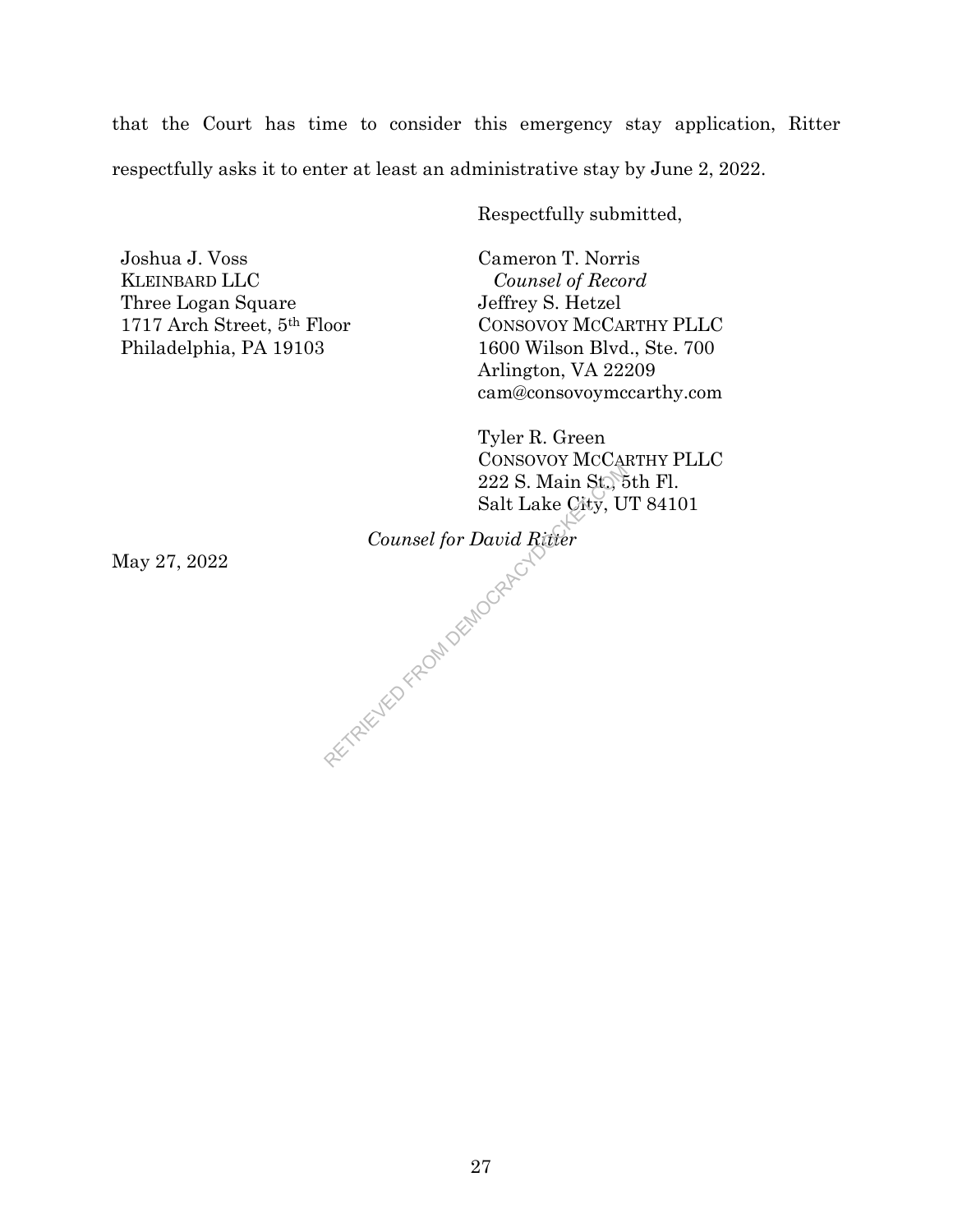that the Court has time to consider this emergency stay application, Ritter respectfully asks it to enter at least an administrative stay by June 2, 2022.

Respectfully submitted,

Joshua J. Voss
KLEINBARD LLC
Three Logan Square
1717 Arch Street, 5th Floor
Philadelphia, PA 19103

Cameron T. Norris
*Counsel of Record*
Jeffrey S. Hetzel
CONSOVOY MCCARTHY PLLC
1600 Wilson Blvd., Ste. 700
Arlington, VA 22209
cam@consovoymccarthy.com

Tyler R. Green
CONSOVOY MCCARTHY PLLC
222 S. Main St., 5th Fl.
Salt Lake City, UT 84101

*Counsel for David Ritter*

May 27, 2022